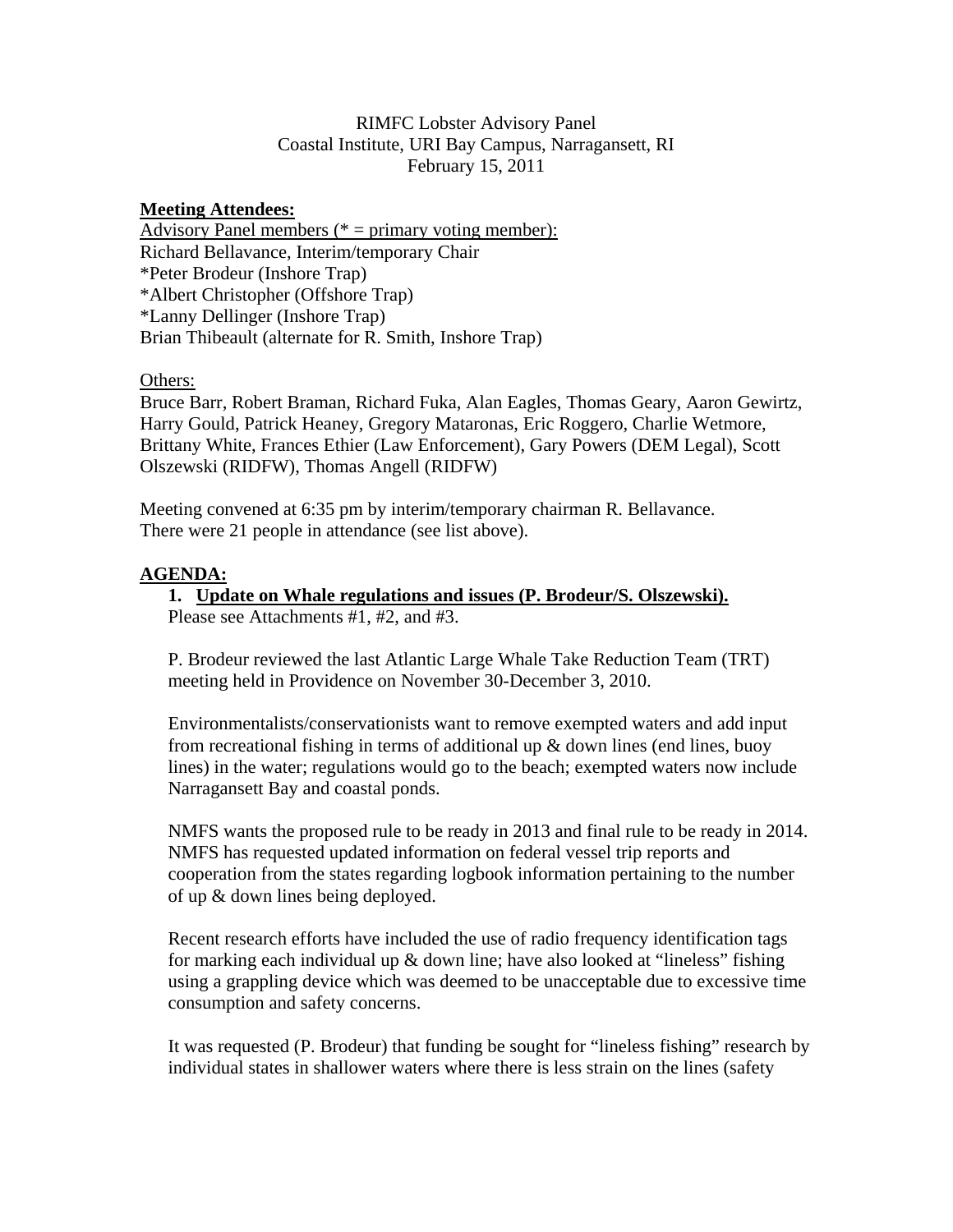RIMFC Lobster Advisory Panel
Coastal Institute, URI Bay Campus, Narragansett, RI
February 15, 2011

**Meeting Attendees:**

Advisory Panel members (* = primary voting member):
Richard Bellavance, Interim/temporary Chair
*Peter Brodeur (Inshore Trap)
*Albert Christopher (Offshore Trap)
*Lanny Dellinger (Inshore Trap)
Brian Thibeault (alternate for R. Smith, Inshore Trap)

Others:
Bruce Barr, Robert Braman, Richard Fuka, Alan Eagles, Thomas Geary, Aaron Gewirtz, Harry Gould, Patrick Heaney, Gregory Mataronas, Eric Roggero, Charlie Wetmore, Brittany White, Frances Ethier (Law Enforcement), Gary Powers (DEM Legal), Scott Olszewski (RIDFW), Thomas Angell (RIDFW)

Meeting convened at 6:35 pm by interim/temporary chairman R. Bellavance.
There were 21 people in attendance (see list above).

**AGENDA:**

1. **Update on Whale regulations and issues (P. Brodeur/S. Olszewski).**
   Please see Attachments #1, #2, and #3.

   P. Brodeur reviewed the last Atlantic Large Whale Take Reduction Team (TRT) meeting held in Providence on November 30-December 3, 2010.

   Environmentalists/conservationists want to remove exempted waters and add input from recreational fishing in terms of additional up & down lines (end lines, buoy lines) in the water; regulations would go to the beach; exempted waters now include Narragansett Bay and coastal ponds.

   NMFS wants the proposed rule to be ready in 2013 and final rule to be ready in 2014. NMFS has requested updated information on federal vessel trip reports and cooperation from the states regarding logbook information pertaining to the number of up & down lines being deployed.

   Recent research efforts have included the use of radio frequency identification tags for marking each individual up & down line; have also looked at "lineless" fishing using a grappling device which was deemed to be unacceptable due to excessive time consumption and safety concerns.

   It was requested (P. Brodeur) that funding be sought for "lineless fishing" research by individual states in shallower waters where there is less strain on the lines (safety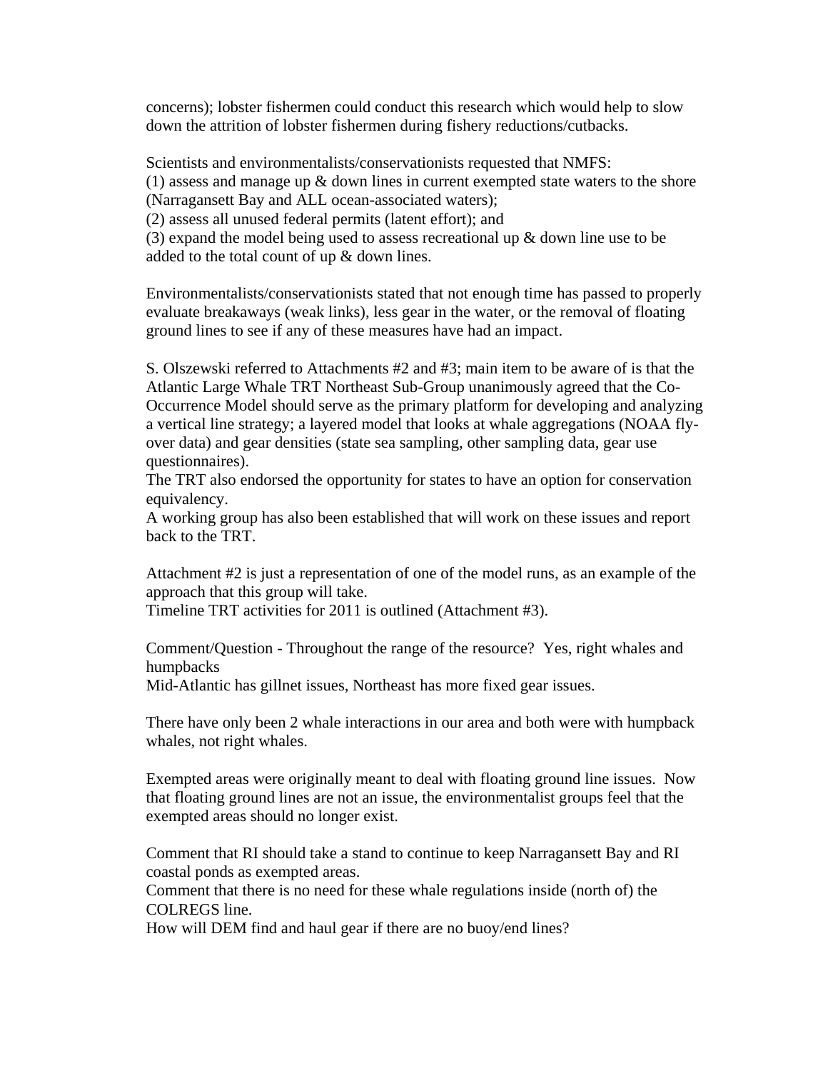concerns); lobster fishermen could conduct this research which would help to slow down the attrition of lobster fishermen during fishery reductions/cutbacks.

Scientists and environmentalists/conservationists requested that NMFS:
(1) assess and manage up & down lines in current exempted state waters to the shore (Narragansett Bay and ALL ocean-associated waters);
(2) assess all unused federal permits (latent effort); and
(3) expand the model being used to assess recreational up & down line use to be added to the total count of up & down lines.

Environmentalists/conservationists stated that not enough time has passed to properly evaluate breakaways (weak links), less gear in the water, or the removal of floating ground lines to see if any of these measures have had an impact.

S. Olszewski referred to Attachments #2 and #3; main item to be aware of is that the Atlantic Large Whale TRT Northeast Sub-Group unanimously agreed that the Co-Occurrence Model should serve as the primary platform for developing and analyzing a vertical line strategy; a layered model that looks at whale aggregations (NOAA fly-over data) and gear densities (state sea sampling, other sampling data, gear use questionnaires).
The TRT also endorsed the opportunity for states to have an option for conservation equivalency.
A working group has also been established that will work on these issues and report back to the TRT.

Attachment #2 is just a representation of one of the model runs, as an example of the approach that this group will take.
Timeline TRT activities for 2011 is outlined (Attachment #3).

Comment/Question - Throughout the range of the resource? Yes, right whales and humpbacks
Mid-Atlantic has gillnet issues, Northeast has more fixed gear issues.

There have only been 2 whale interactions in our area and both were with humpback whales, not right whales.

Exempted areas were originally meant to deal with floating ground line issues. Now that floating ground lines are not an issue, the environmentalist groups feel that the exempted areas should no longer exist.

Comment that RI should take a stand to continue to keep Narragansett Bay and RI coastal ponds as exempted areas.
Comment that there is no need for these whale regulations inside (north of) the COLREGS line.
How will DEM find and haul gear if there are no buoy/end lines?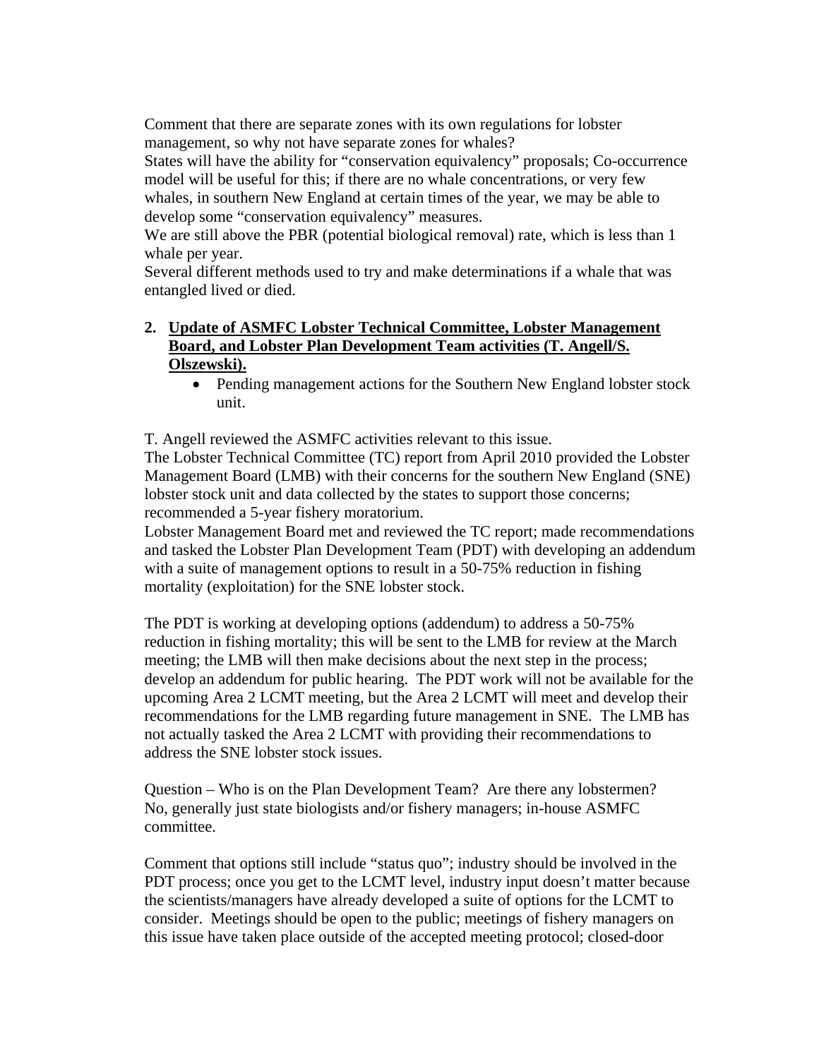Comment that there are separate zones with its own regulations for lobster management, so why not have separate zones for whales?

States will have the ability for "conservation equivalency" proposals; Co-occurrence model will be useful for this; if there are no whale concentrations, or very few whales, in southern New England at certain times of the year, we may be able to develop some "conservation equivalency" measures.

We are still above the PBR (potential biological removal) rate, which is less than 1 whale per year.

Several different methods used to try and make determinations if a whale that was entangled lived or died.

2. **Update of ASMFC Lobster Technical Committee, Lobster Management Board, and Lobster Plan Development Team activities (T. Angell/S. Olszewski).**
   - Pending management actions for the Southern New England lobster stock unit.

T. Angell reviewed the ASMFC activities relevant to this issue.

The Lobster Technical Committee (TC) report from April 2010 provided the Lobster Management Board (LMB) with their concerns for the southern New England (SNE) lobster stock unit and data collected by the states to support those concerns; recommended a 5-year fishery moratorium.

Lobster Management Board met and reviewed the TC report; made recommendations and tasked the Lobster Plan Development Team (PDT) with developing an addendum with a suite of management options to result in a 50-75% reduction in fishing mortality (exploitation) for the SNE lobster stock.

The PDT is working at developing options (addendum) to address a 50-75% reduction in fishing mortality; this will be sent to the LMB for review at the March meeting; the LMB will then make decisions about the next step in the process; develop an addendum for public hearing. The PDT work will not be available for the upcoming Area 2 LCMT meeting, but the Area 2 LCMT will meet and develop their recommendations for the LMB regarding future management in SNE. The LMB has not actually tasked the Area 2 LCMT with providing their recommendations to address the SNE lobster stock issues.

Question – Who is on the Plan Development Team? Are there any lobstermen?
No, generally just state biologists and/or fishery managers; in-house ASMFC committee.

Comment that options still include "status quo"; industry should be involved in the PDT process; once you get to the LCMT level, industry input doesn't matter because the scientists/managers have already developed a suite of options for the LCMT to consider. Meetings should be open to the public; meetings of fishery managers on this issue have taken place outside of the accepted meeting protocol; closed-door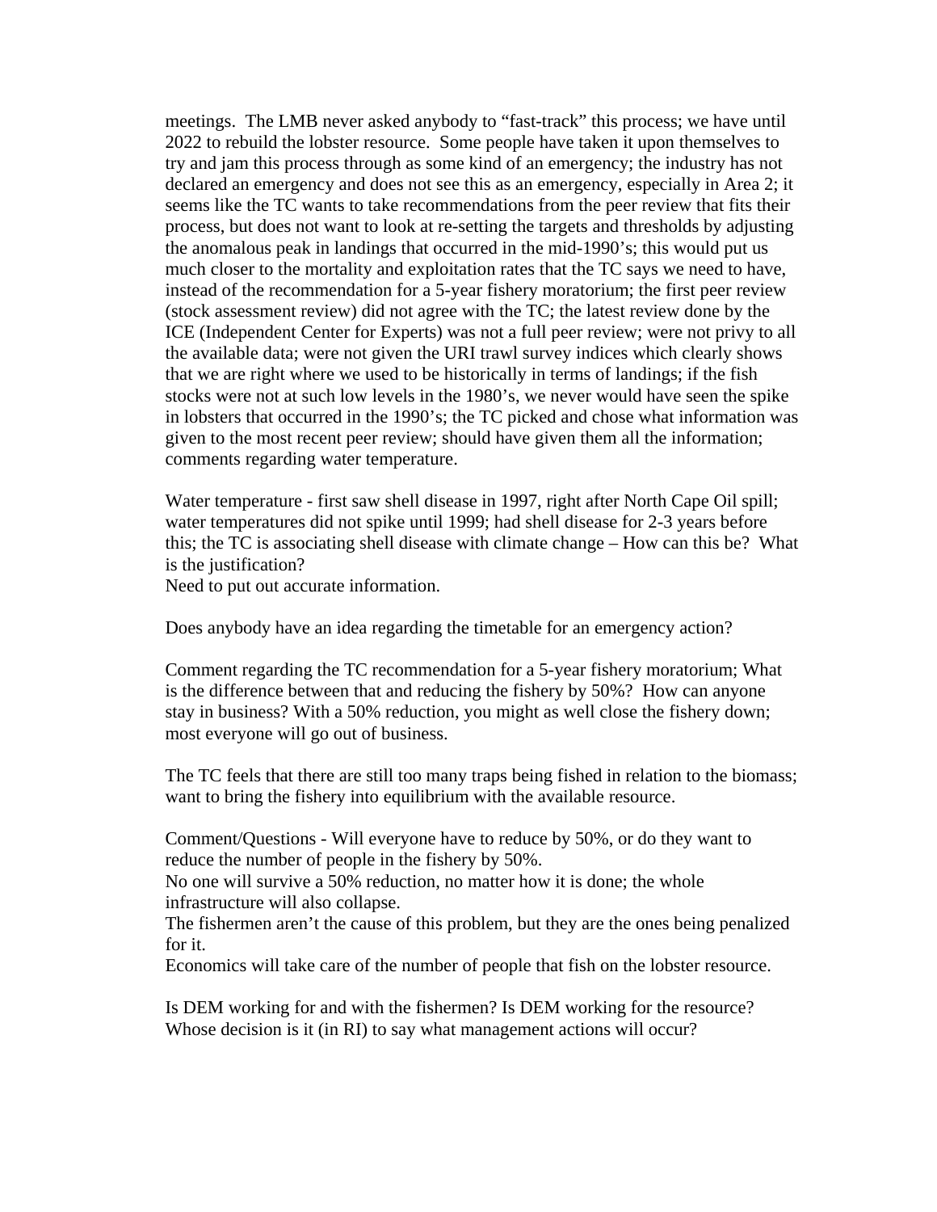meetings. The LMB never asked anybody to "fast-track" this process; we have until 2022 to rebuild the lobster resource. Some people have taken it upon themselves to try and jam this process through as some kind of an emergency; the industry has not declared an emergency and does not see this as an emergency, especially in Area 2; it seems like the TC wants to take recommendations from the peer review that fits their process, but does not want to look at re-setting the targets and thresholds by adjusting the anomalous peak in landings that occurred in the mid-1990's; this would put us much closer to the mortality and exploitation rates that the TC says we need to have, instead of the recommendation for a 5-year fishery moratorium; the first peer review (stock assessment review) did not agree with the TC; the latest review done by the ICE (Independent Center for Experts) was not a full peer review; were not privy to all the available data; were not given the URI trawl survey indices which clearly shows that we are right where we used to be historically in terms of landings; if the fish stocks were not at such low levels in the 1980's, we never would have seen the spike in lobsters that occurred in the 1990's; the TC picked and chose what information was given to the most recent peer review; should have given them all the information; comments regarding water temperature.

Water temperature - first saw shell disease in 1997, right after North Cape Oil spill; water temperatures did not spike until 1999; had shell disease for 2-3 years before this; the TC is associating shell disease with climate change – How can this be? What is the justification?
Need to put out accurate information.

Does anybody have an idea regarding the timetable for an emergency action?

Comment regarding the TC recommendation for a 5-year fishery moratorium; What is the difference between that and reducing the fishery by 50%? How can anyone stay in business? With a 50% reduction, you might as well close the fishery down; most everyone will go out of business.

The TC feels that there are still too many traps being fished in relation to the biomass; want to bring the fishery into equilibrium with the available resource.

Comment/Questions - Will everyone have to reduce by 50%, or do they want to reduce the number of people in the fishery by 50%.
No one will survive a 50% reduction, no matter how it is done; the whole infrastructure will also collapse.
The fishermen aren't the cause of this problem, but they are the ones being penalized for it.
Economics will take care of the number of people that fish on the lobster resource.

Is DEM working for and with the fishermen? Is DEM working for the resource? Whose decision is it (in RI) to say what management actions will occur?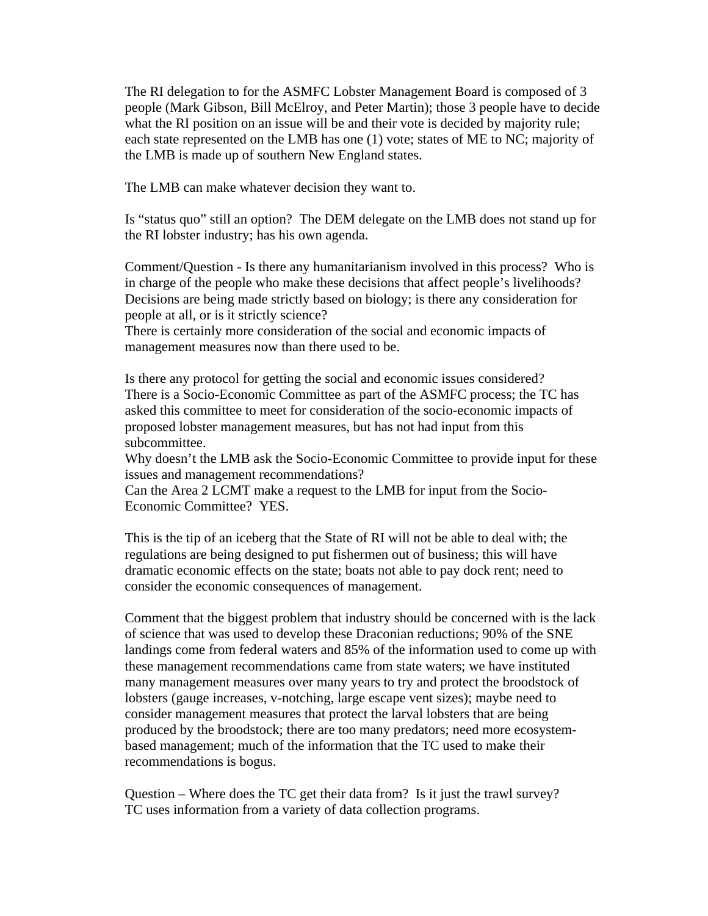The RI delegation to for the ASMFC Lobster Management Board is composed of 3 people (Mark Gibson, Bill McElroy, and Peter Martin); those 3 people have to decide what the RI position on an issue will be and their vote is decided by majority rule; each state represented on the LMB has one (1) vote; states of ME to NC; majority of the LMB is made up of southern New England states.

The LMB can make whatever decision they want to.

Is "status quo" still an option? The DEM delegate on the LMB does not stand up for the RI lobster industry; has his own agenda.

Comment/Question - Is there any humanitarianism involved in this process? Who is in charge of the people who make these decisions that affect people's livelihoods? Decisions are being made strictly based on biology; is there any consideration for people at all, or is it strictly science?
There is certainly more consideration of the social and economic impacts of management measures now than there used to be.

Is there any protocol for getting the social and economic issues considered?
There is a Socio-Economic Committee as part of the ASMFC process; the TC has asked this committee to meet for consideration of the socio-economic impacts of proposed lobster management measures, but has not had input from this subcommittee.
Why doesn't the LMB ask the Socio-Economic Committee to provide input for these issues and management recommendations?
Can the Area 2 LCMT make a request to the LMB for input from the Socio-Economic Committee? YES.

This is the tip of an iceberg that the State of RI will not be able to deal with; the regulations are being designed to put fishermen out of business; this will have dramatic economic effects on the state; boats not able to pay dock rent; need to consider the economic consequences of management.

Comment that the biggest problem that industry should be concerned with is the lack of science that was used to develop these Draconian reductions; 90% of the SNE landings come from federal waters and 85% of the information used to come up with these management recommendations came from state waters; we have instituted many management measures over many years to try and protect the broodstock of lobsters (gauge increases, v-notching, large escape vent sizes); maybe need to consider management measures that protect the larval lobsters that are being produced by the broodstock; there are too many predators; need more ecosystem-based management; much of the information that the TC used to make their recommendations is bogus.

Question – Where does the TC get their data from? Is it just the trawl survey?
TC uses information from a variety of data collection programs.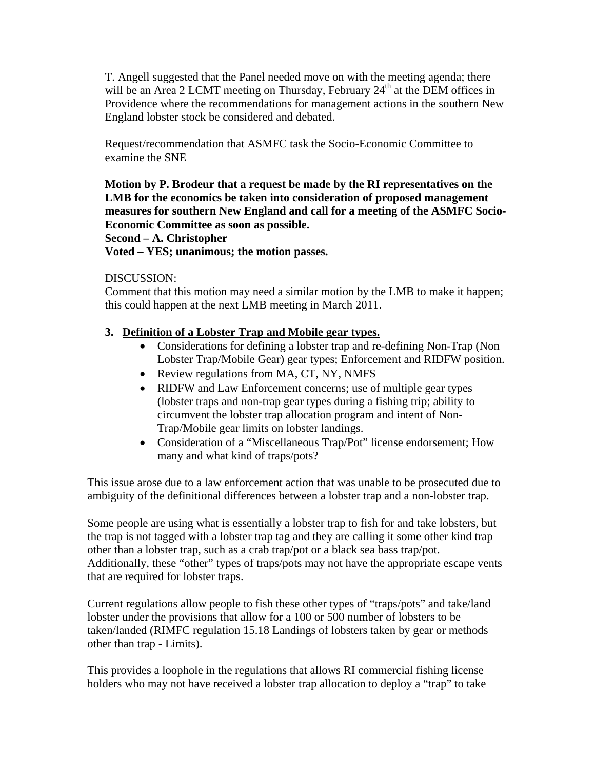T. Angell suggested that the Panel needed move on with the meeting agenda; there will be an Area 2 LCMT meeting on Thursday, February 24th at the DEM offices in Providence where the recommendations for management actions in the southern New England lobster stock be considered and debated.

Request/recommendation that ASMFC task the Socio-Economic Committee to examine the SNE

**Motion by P. Brodeur that a request be made by the RI representatives on the LMB for the economics be taken into consideration of proposed management measures for southern New England and call for a meeting of the ASMFC Socio-Economic Committee as soon as possible.**
**Second – A. Christopher**
**Voted – YES; unanimous; the motion passes.**

DISCUSSION:
Comment that this motion may need a similar motion by the LMB to make it happen; this could happen at the next LMB meeting in March 2011.

3. **Definition of a Lobster Trap and Mobile gear types.**
   - Considerations for defining a lobster trap and re-defining Non-Trap (Non Lobster Trap/Mobile Gear) gear types; Enforcement and RIDFW position.
   - Review regulations from MA, CT, NY, NMFS
   - RIDFW and Law Enforcement concerns; use of multiple gear types (lobster traps and non-trap gear types during a fishing trip; ability to circumvent the lobster trap allocation program and intent of Non-Trap/Mobile gear limits on lobster landings.
   - Consideration of a "Miscellaneous Trap/Pot" license endorsement; How many and what kind of traps/pots?

This issue arose due to a law enforcement action that was unable to be prosecuted due to ambiguity of the definitional differences between a lobster trap and a non-lobster trap.

Some people are using what is essentially a lobster trap to fish for and take lobsters, but the trap is not tagged with a lobster trap tag and they are calling it some other kind trap other than a lobster trap, such as a crab trap/pot or a black sea bass trap/pot. Additionally, these "other" types of traps/pots may not have the appropriate escape vents that are required for lobster traps.

Current regulations allow people to fish these other types of "traps/pots" and take/land lobster under the provisions that allow for a 100 or 500 number of lobsters to be taken/landed (RIMFC regulation 15.18 Landings of lobsters taken by gear or methods other than trap - Limits).

This provides a loophole in the regulations that allows RI commercial fishing license holders who may not have received a lobster trap allocation to deploy a "trap" to take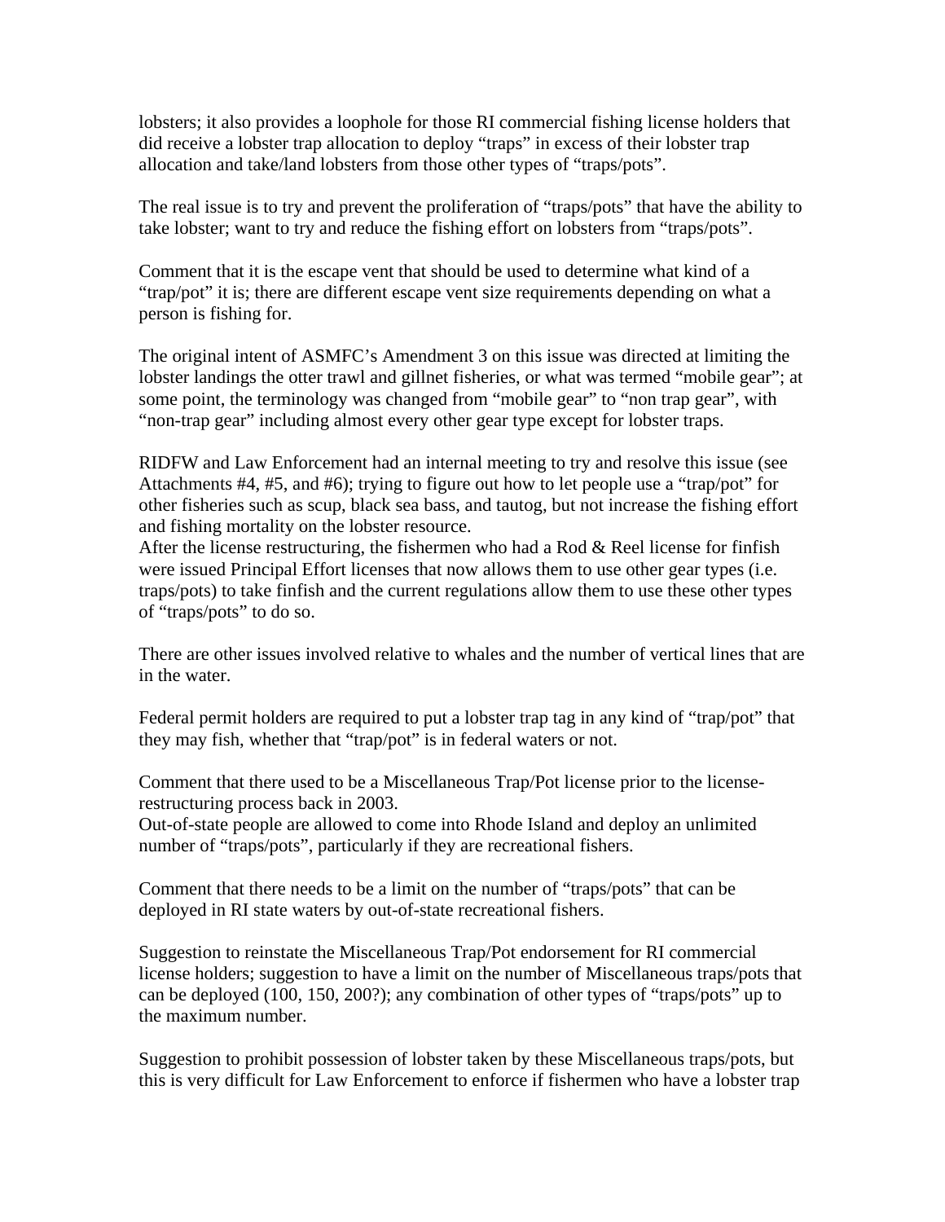lobsters; it also provides a loophole for those RI commercial fishing license holders that did receive a lobster trap allocation to deploy "traps" in excess of their lobster trap allocation and take/land lobsters from those other types of "traps/pots".

The real issue is to try and prevent the proliferation of "traps/pots" that have the ability to take lobster; want to try and reduce the fishing effort on lobsters from "traps/pots".

Comment that it is the escape vent that should be used to determine what kind of a "trap/pot" it is; there are different escape vent size requirements depending on what a person is fishing for.

The original intent of ASMFC's Amendment 3 on this issue was directed at limiting the lobster landings the otter trawl and gillnet fisheries, or what was termed "mobile gear"; at some point, the terminology was changed from "mobile gear" to "non trap gear", with "non-trap gear" including almost every other gear type except for lobster traps.

RIDFW and Law Enforcement had an internal meeting to try and resolve this issue (see Attachments #4, #5, and #6); trying to figure out how to let people use a "trap/pot" for other fisheries such as scup, black sea bass, and tautog, but not increase the fishing effort and fishing mortality on the lobster resource.
After the license restructuring, the fishermen who had a Rod & Reel license for finfish were issued Principal Effort licenses that now allows them to use other gear types (i.e. traps/pots) to take finfish and the current regulations allow them to use these other types of "traps/pots" to do so.

There are other issues involved relative to whales and the number of vertical lines that are in the water.

Federal permit holders are required to put a lobster trap tag in any kind of "trap/pot" that they may fish, whether that "trap/pot" is in federal waters or not.

Comment that there used to be a Miscellaneous Trap/Pot license prior to the license-restructuring process back in 2003.
Out-of-state people are allowed to come into Rhode Island and deploy an unlimited number of "traps/pots", particularly if they are recreational fishers.

Comment that there needs to be a limit on the number of "traps/pots" that can be deployed in RI state waters by out-of-state recreational fishers.

Suggestion to reinstate the Miscellaneous Trap/Pot endorsement for RI commercial license holders; suggestion to have a limit on the number of Miscellaneous traps/pots that can be deployed (100, 150, 200?); any combination of other types of "traps/pots" up to the maximum number.

Suggestion to prohibit possession of lobster taken by these Miscellaneous traps/pots, but this is very difficult for Law Enforcement to enforce if fishermen who have a lobster trap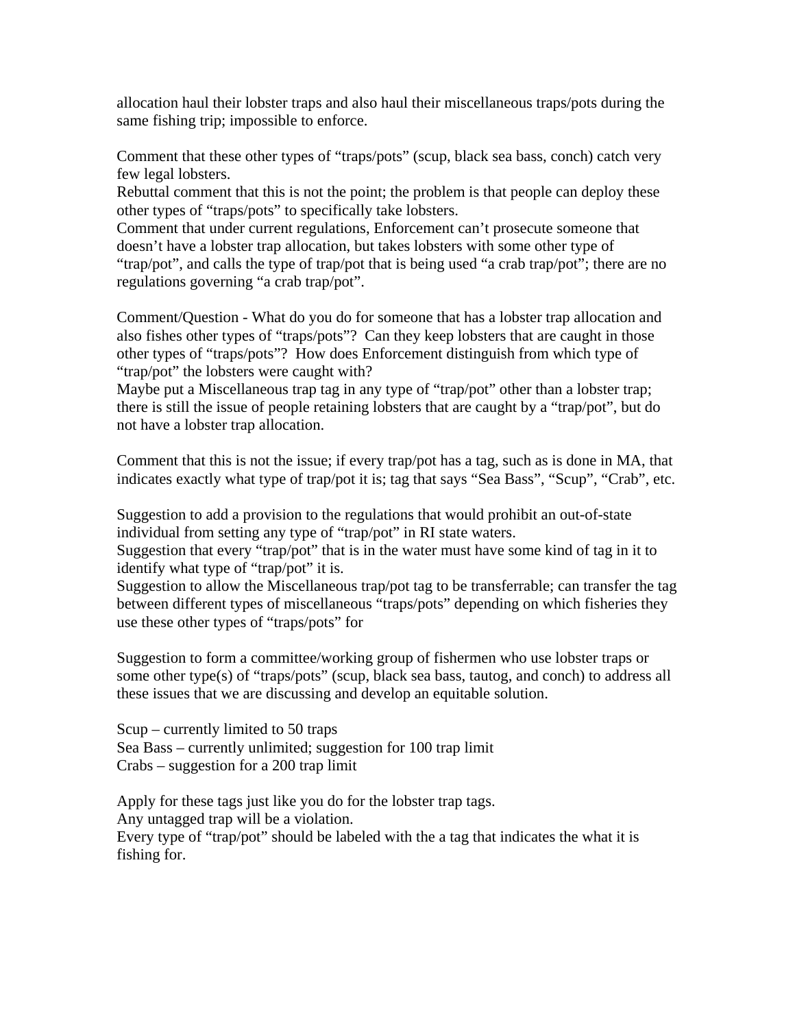allocation haul their lobster traps and also haul their miscellaneous traps/pots during the same fishing trip; impossible to enforce.

Comment that these other types of "traps/pots" (scup, black sea bass, conch) catch very few legal lobsters.
Rebuttal comment that this is not the point; the problem is that people can deploy these other types of "traps/pots" to specifically take lobsters.
Comment that under current regulations, Enforcement can't prosecute someone that doesn't have a lobster trap allocation, but takes lobsters with some other type of "trap/pot", and calls the type of trap/pot that is being used "a crab trap/pot"; there are no regulations governing "a crab trap/pot".

Comment/Question - What do you do for someone that has a lobster trap allocation and also fishes other types of "traps/pots"? Can they keep lobsters that are caught in those other types of "traps/pots"? How does Enforcement distinguish from which type of "trap/pot" the lobsters were caught with?
Maybe put a Miscellaneous trap tag in any type of "trap/pot" other than a lobster trap; there is still the issue of people retaining lobsters that are caught by a "trap/pot", but do not have a lobster trap allocation.

Comment that this is not the issue; if every trap/pot has a tag, such as is done in MA, that indicates exactly what type of trap/pot it is; tag that says "Sea Bass", "Scup", "Crab", etc.

Suggestion to add a provision to the regulations that would prohibit an out-of-state individual from setting any type of "trap/pot" in RI state waters.
Suggestion that every "trap/pot" that is in the water must have some kind of tag in it to identify what type of "trap/pot" it is.
Suggestion to allow the Miscellaneous trap/pot tag to be transferrable; can transfer the tag between different types of miscellaneous "traps/pots" depending on which fisheries they use these other types of "traps/pots" for

Suggestion to form a committee/working group of fishermen who use lobster traps or some other type(s) of "traps/pots" (scup, black sea bass, tautog, and conch) to address all these issues that we are discussing and develop an equitable solution.

Scup – currently limited to 50 traps
Sea Bass – currently unlimited; suggestion for 100 trap limit
Crabs – suggestion for a 200 trap limit

Apply for these tags just like you do for the lobster trap tags.
Any untagged trap will be a violation.
Every type of "trap/pot" should be labeled with the a tag that indicates the what it is fishing for.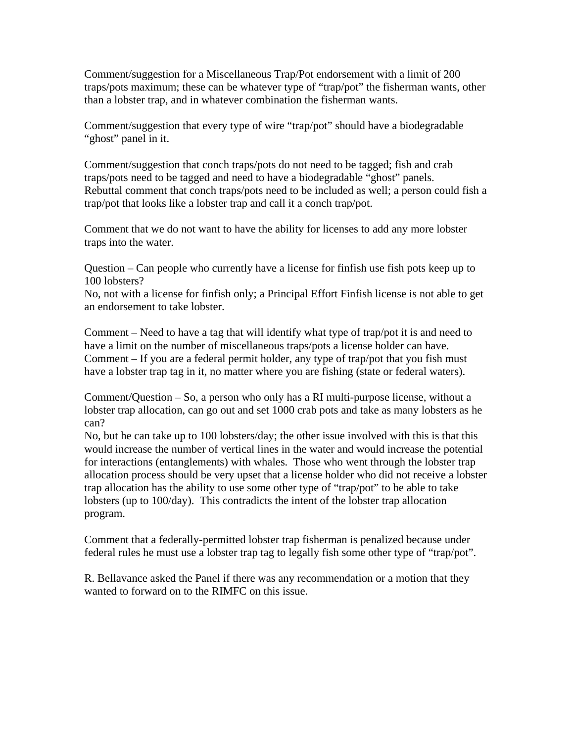Comment/suggestion for a Miscellaneous Trap/Pot endorsement with a limit of 200 traps/pots maximum; these can be whatever type of "trap/pot" the fisherman wants, other than a lobster trap, and in whatever combination the fisherman wants.

Comment/suggestion that every type of wire "trap/pot" should have a biodegradable "ghost" panel in it.

Comment/suggestion that conch traps/pots do not need to be tagged; fish and crab traps/pots need to be tagged and need to have a biodegradable "ghost" panels.
Rebuttal comment that conch traps/pots need to be included as well; a person could fish a trap/pot that looks like a lobster trap and call it a conch trap/pot.

Comment that we do not want to have the ability for licenses to add any more lobster traps into the water.

Question – Can people who currently have a license for finfish use fish pots keep up to 100 lobsters?
No, not with a license for finfish only; a Principal Effort Finfish license is not able to get an endorsement to take lobster.

Comment – Need to have a tag that will identify what type of trap/pot it is and need to have a limit on the number of miscellaneous traps/pots a license holder can have.
Comment – If you are a federal permit holder, any type of trap/pot that you fish must have a lobster trap tag in it, no matter where you are fishing (state or federal waters).

Comment/Question – So, a person who only has a RI multi-purpose license, without a lobster trap allocation, can go out and set 1000 crab pots and take as many lobsters as he can?
No, but he can take up to 100 lobsters/day; the other issue involved with this is that this would increase the number of vertical lines in the water and would increase the potential for interactions (entanglements) with whales. Those who went through the lobster trap allocation process should be very upset that a license holder who did not receive a lobster trap allocation has the ability to use some other type of "trap/pot" to be able to take lobsters (up to 100/day). This contradicts the intent of the lobster trap allocation program.

Comment that a federally-permitted lobster trap fisherman is penalized because under federal rules he must use a lobster trap tag to legally fish some other type of "trap/pot".

R. Bellavance asked the Panel if there was any recommendation or a motion that they wanted to forward on to the RIMFC on this issue.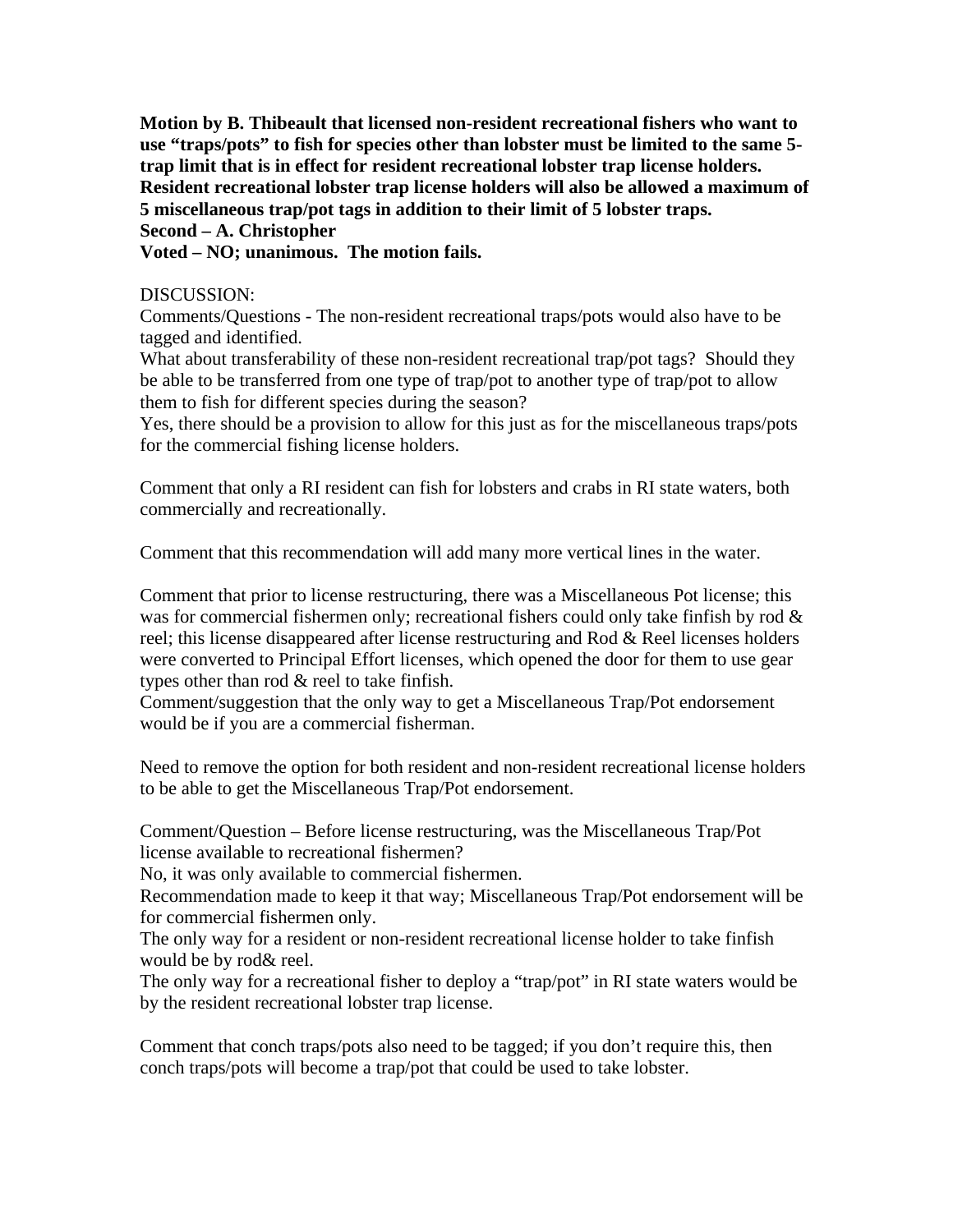**Motion by B. Thibeault that licensed non-resident recreational fishers who want to use "traps/pots" to fish for species other than lobster must be limited to the same 5-trap limit that is in effect for resident recreational lobster trap license holders. Resident recreational lobster trap license holders will also be allowed a maximum of 5 miscellaneous trap/pot tags in addition to their limit of 5 lobster traps.**
**Second – A. Christopher**
**Voted – NO; unanimous. The motion fails.**

DISCUSSION:
Comments/Questions - The non-resident recreational traps/pots would also have to be tagged and identified.
What about transferability of these non-resident recreational trap/pot tags? Should they be able to be transferred from one type of trap/pot to another type of trap/pot to allow them to fish for different species during the season?
Yes, there should be a provision to allow for this just as for the miscellaneous traps/pots for the commercial fishing license holders.

Comment that only a RI resident can fish for lobsters and crabs in RI state waters, both commercially and recreationally.

Comment that this recommendation will add many more vertical lines in the water.

Comment that prior to license restructuring, there was a Miscellaneous Pot license; this was for commercial fishermen only; recreational fishers could only take finfish by rod & reel; this license disappeared after license restructuring and Rod & Reel licenses holders were converted to Principal Effort licenses, which opened the door for them to use gear types other than rod & reel to take finfish.
Comment/suggestion that the only way to get a Miscellaneous Trap/Pot endorsement would be if you are a commercial fisherman.

Need to remove the option for both resident and non-resident recreational license holders to be able to get the Miscellaneous Trap/Pot endorsement.

Comment/Question – Before license restructuring, was the Miscellaneous Trap/Pot license available to recreational fishermen?
No, it was only available to commercial fishermen.
Recommendation made to keep it that way; Miscellaneous Trap/Pot endorsement will be for commercial fishermen only.
The only way for a resident or non-resident recreational license holder to take finfish would be by rod& reel.
The only way for a recreational fisher to deploy a "trap/pot" in RI state waters would be by the resident recreational lobster trap license.

Comment that conch traps/pots also need to be tagged; if you don't require this, then conch traps/pots will become a trap/pot that could be used to take lobster.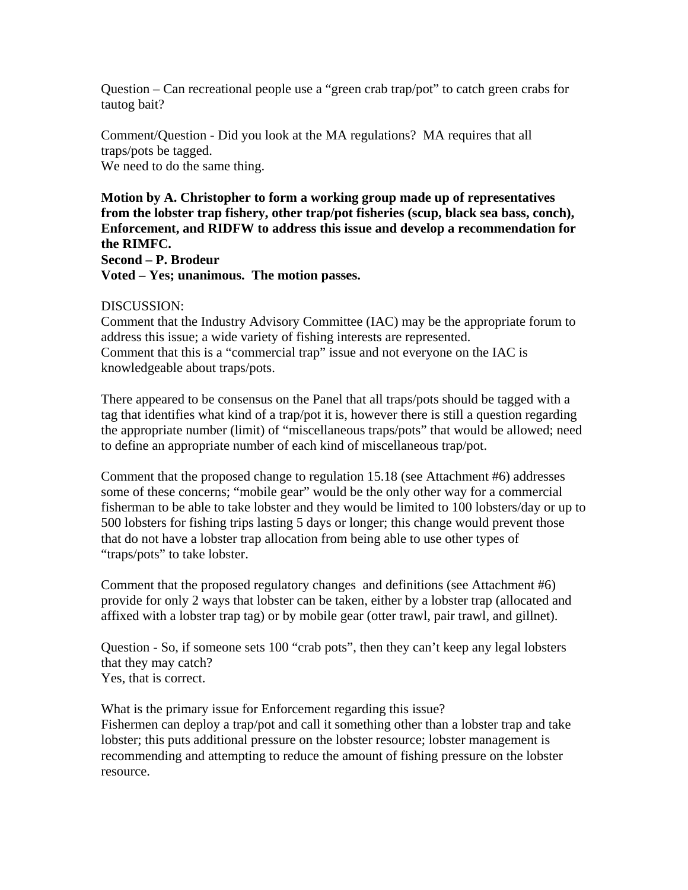Question – Can recreational people use a "green crab trap/pot" to catch green crabs for tautog bait?

Comment/Question - Did you look at the MA regulations? MA requires that all traps/pots be tagged.
We need to do the same thing.

**Motion by A. Christopher to form a working group made up of representatives from the lobster trap fishery, other trap/pot fisheries (scup, black sea bass, conch), Enforcement, and RIDFW to address this issue and develop a recommendation for the RIMFC.**
**Second – P. Brodeur**
**Voted – Yes; unanimous. The motion passes.**

DISCUSSION:
Comment that the Industry Advisory Committee (IAC) may be the appropriate forum to address this issue; a wide variety of fishing interests are represented.
Comment that this is a "commercial trap" issue and not everyone on the IAC is knowledgeable about traps/pots.

There appeared to be consensus on the Panel that all traps/pots should be tagged with a tag that identifies what kind of a trap/pot it is, however there is still a question regarding the appropriate number (limit) of "miscellaneous traps/pots" that would be allowed; need to define an appropriate number of each kind of miscellaneous trap/pot.

Comment that the proposed change to regulation 15.18 (see Attachment #6) addresses some of these concerns; "mobile gear" would be the only other way for a commercial fisherman to be able to take lobster and they would be limited to 100 lobsters/day or up to 500 lobsters for fishing trips lasting 5 days or longer; this change would prevent those that do not have a lobster trap allocation from being able to use other types of "traps/pots" to take lobster.

Comment that the proposed regulatory changes and definitions (see Attachment #6) provide for only 2 ways that lobster can be taken, either by a lobster trap (allocated and affixed with a lobster trap tag) or by mobile gear (otter trawl, pair trawl, and gillnet).

Question - So, if someone sets 100 "crab pots", then they can't keep any legal lobsters that they may catch?
Yes, that is correct.

What is the primary issue for Enforcement regarding this issue?
Fishermen can deploy a trap/pot and call it something other than a lobster trap and take lobster; this puts additional pressure on the lobster resource; lobster management is recommending and attempting to reduce the amount of fishing pressure on the lobster resource.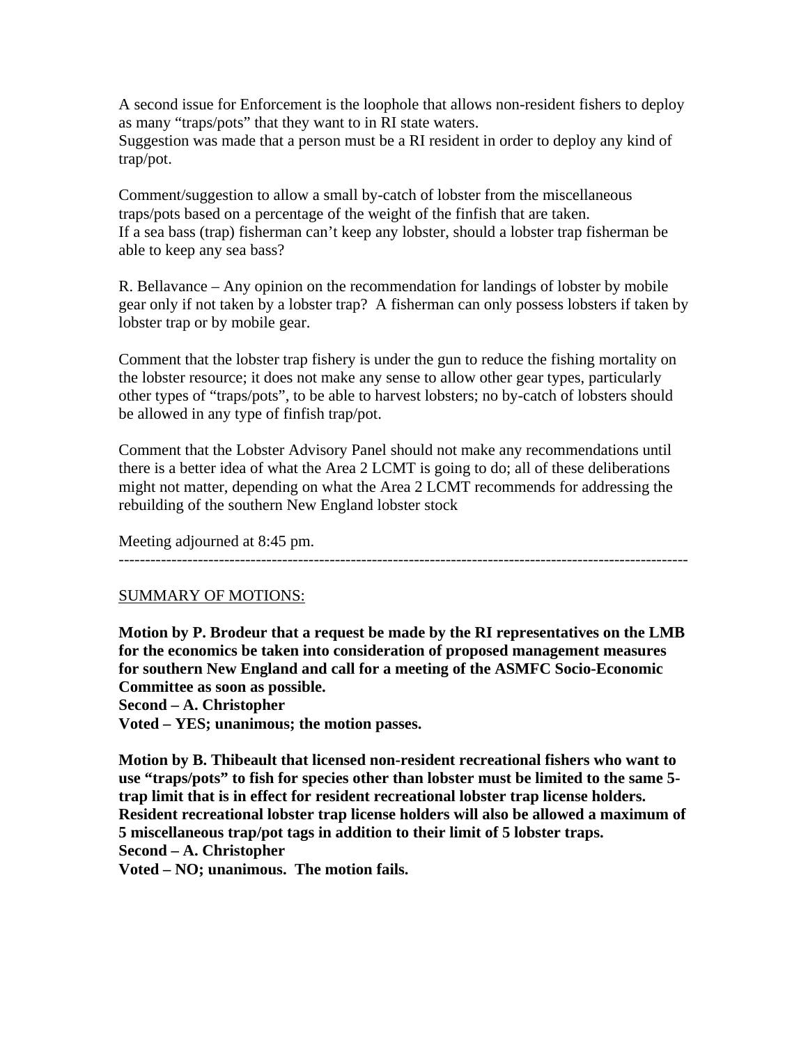A second issue for Enforcement is the loophole that allows non-resident fishers to deploy as many "traps/pots" that they want to in RI state waters.
Suggestion was made that a person must be a RI resident in order to deploy any kind of trap/pot.

Comment/suggestion to allow a small by-catch of lobster from the miscellaneous traps/pots based on a percentage of the weight of the finfish that are taken.
If a sea bass (trap) fisherman can't keep any lobster, should a lobster trap fisherman be able to keep any sea bass?

R. Bellavance – Any opinion on the recommendation for landings of lobster by mobile gear only if not taken by a lobster trap? A fisherman can only possess lobsters if taken by lobster trap or by mobile gear.

Comment that the lobster trap fishery is under the gun to reduce the fishing mortality on the lobster resource; it does not make any sense to allow other gear types, particularly other types of "traps/pots", to be able to harvest lobsters; no by-catch of lobsters should be allowed in any type of finfish trap/pot.

Comment that the Lobster Advisory Panel should not make any recommendations until there is a better idea of what the Area 2 LCMT is going to do; all of these deliberations might not matter, depending on what the Area 2 LCMT recommends for addressing the rebuilding of the southern New England lobster stock

Meeting adjourned at 8:45 pm.

---

SUMMARY OF MOTIONS:

**Motion by P. Brodeur that a request be made by the RI representatives on the LMB for the economics be taken into consideration of proposed management measures for southern New England and call for a meeting of the ASMFC Socio-Economic Committee as soon as possible.**
**Second – A. Christopher**
**Voted – YES; unanimous; the motion passes.**

**Motion by B. Thibeault that licensed non-resident recreational fishers who want to use "traps/pots" to fish for species other than lobster must be limited to the same 5-trap limit that is in effect for resident recreational lobster trap license holders. Resident recreational lobster trap license holders will also be allowed a maximum of 5 miscellaneous trap/pot tags in addition to their limit of 5 lobster traps.**
**Second – A. Christopher**
**Voted – NO; unanimous. The motion fails.**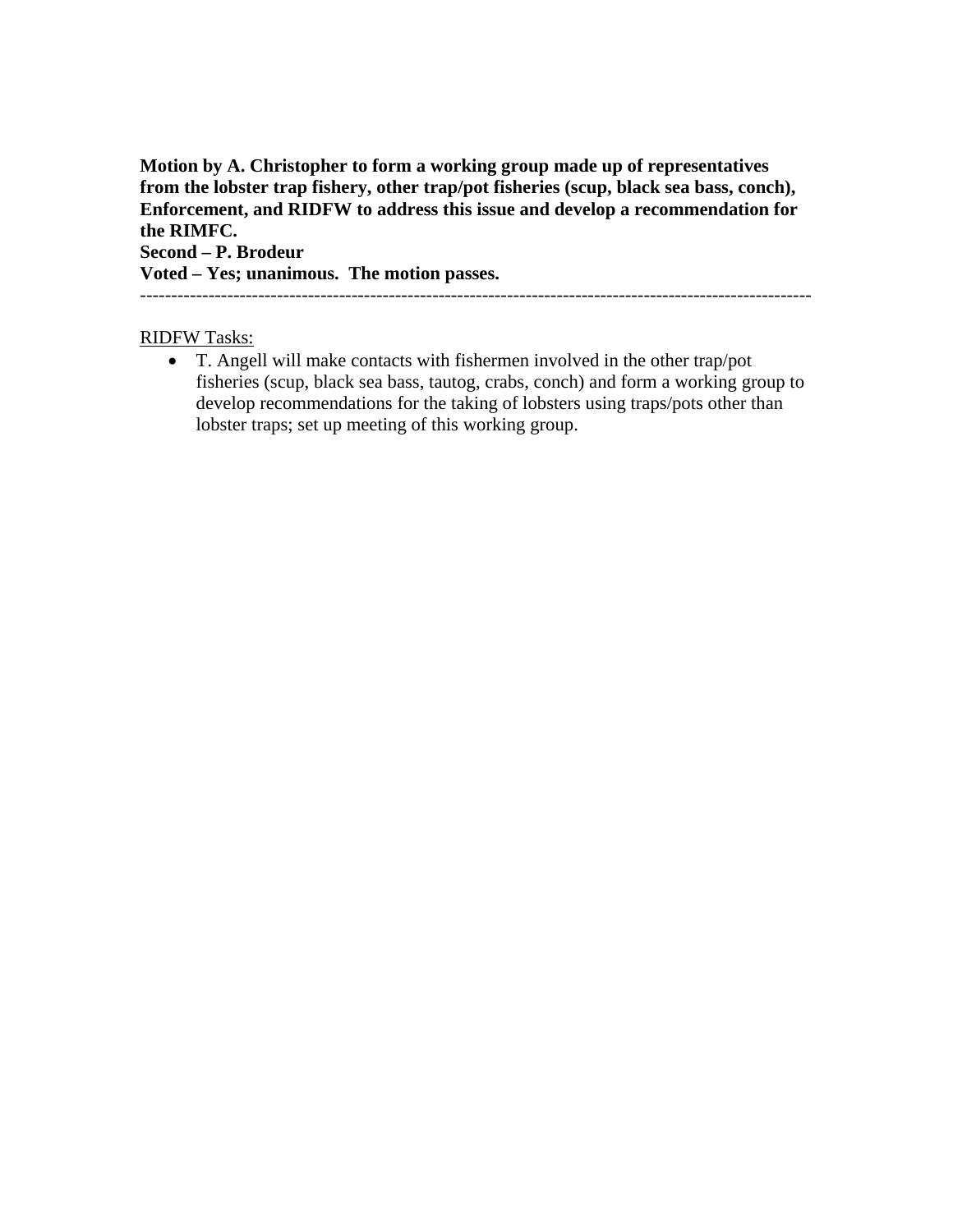**Motion by A. Christopher to form a working group made up of representatives from the lobster trap fishery, other trap/pot fisheries (scup, black sea bass, conch), Enforcement, and RIDFW to address this issue and develop a recommendation for the RIMFC.**
**Second – P. Brodeur**
**Voted – Yes; unanimous. The motion passes.**

---

<u>RIDFW Tasks:</u>

- T. Angell will make contacts with fishermen involved in the other trap/pot fisheries (scup, black sea bass, tautog, crabs, conch) and form a working group to develop recommendations for the taking of lobsters using traps/pots other than lobster traps; set up meeting of this working group.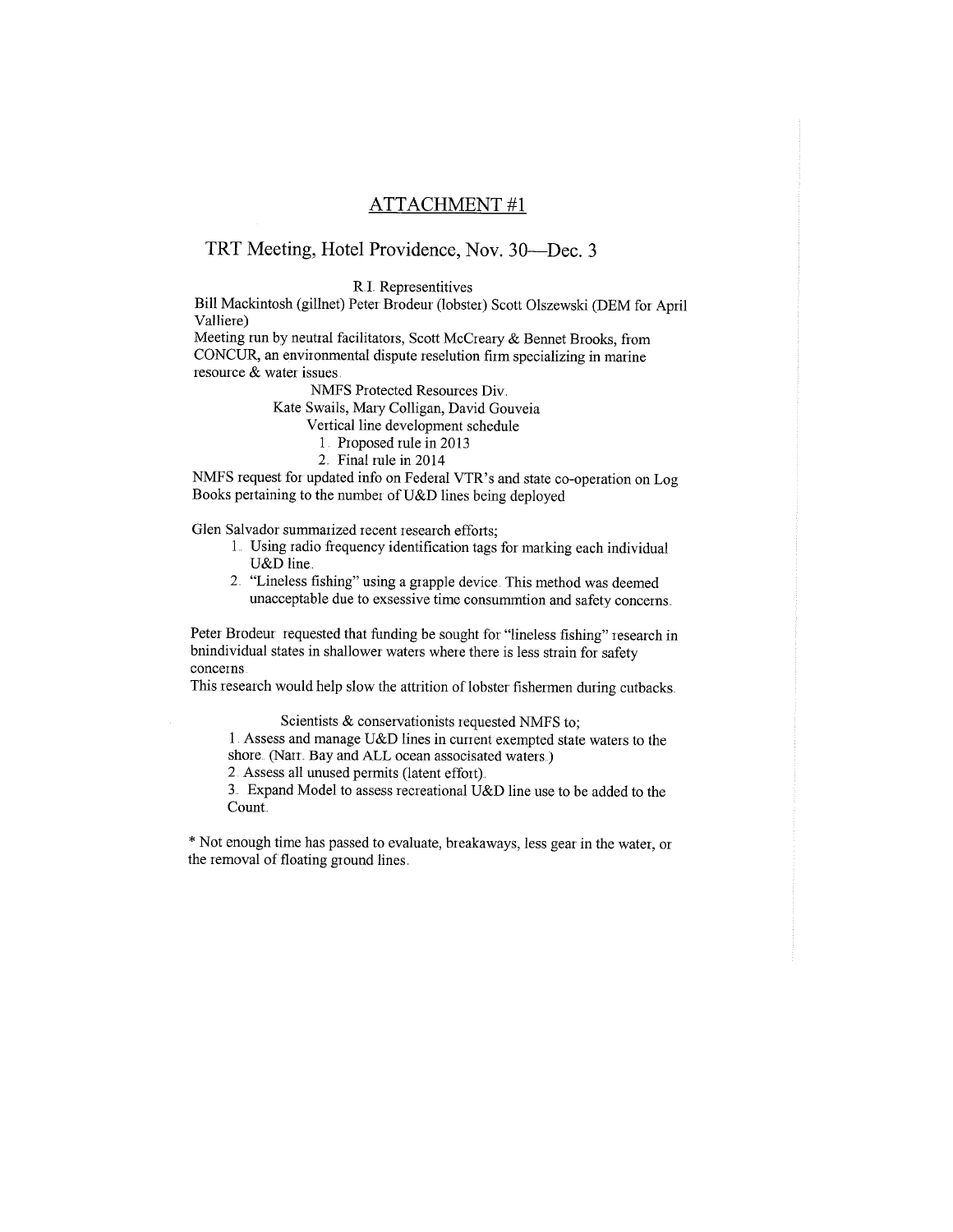## ATTACHMENT #1

### TRT Meeting, Hotel Providence, Nov. 30—Dec. 3

R.I. Representitives

Bill Mackintosh (gillnet) Peter Brodeur (lobster) Scott Olszewski (DEM for April Valliere)

Meeting run by neutral facilitators, Scott McCreary & Bennet Brooks, from CONCUR, an environmental dispute reselution firm specializing in marine resource & water issues.

NMFS Protected Resources Div.

Kate Swails, Mary Colligan, David Gouveia

Vertical line development schedule

1. Proposed rule in 2013
2. Final rule in 2014

NMFS request for updated info on Federal VTR's and state co-operation on Log Books pertaining to the number of U&D lines being deployed

Glen Salvador summarized recent research efforts;

1. Using radio frequency identification tags for marking each individual U&D line.
2. "Lineless fishing" using a grapple device. This method was deemed unacceptable due to exsessive time consummtion and safety concerns.

Peter Brodeur requested that funding be sought for "lineless fishing" research in bnindividual states in shallower waters where there is less strain for safety concerns.

This research would help slow the attrition of lobster fishermen during cutbacks.

Scientists & conservationists requested NMFS to;

1. Assess and manage U&D lines in current exempted state waters to the shore. (Narr. Bay and ALL ocean associsated waters.)
2. Assess all unused permits (latent effort).
3. Expand Model to assess recreational U&D line use to be added to the Count.

* Not enough time has passed to evaluate, breakaways, less gear in the water, or the removal of floating ground lines.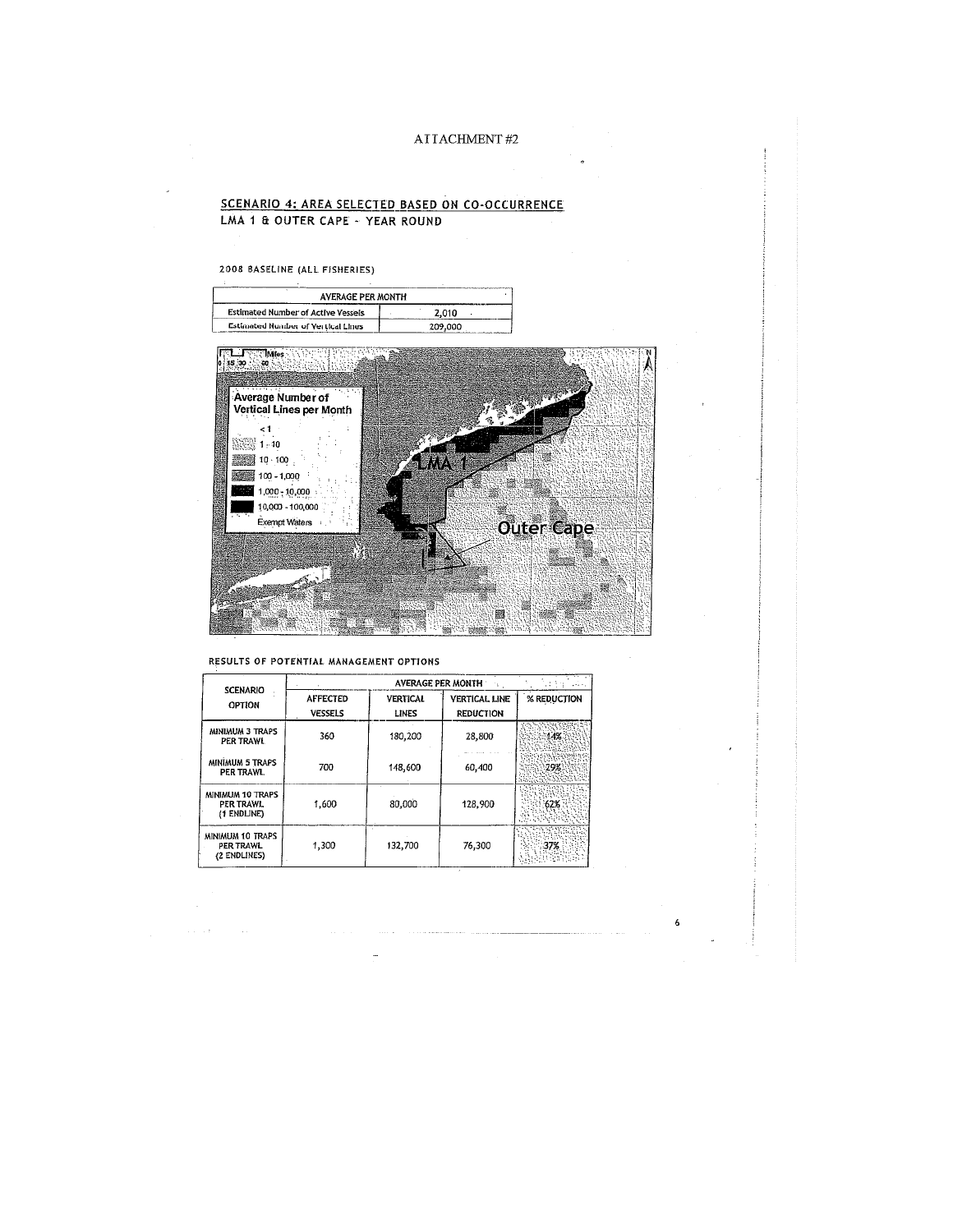ATTACHMENT #2

## SCENARIO 4: AREA SELECTED BASED ON CO-OCCURRENCE

### LMA 1 & OUTER CAPE - YEAR ROUND

2008 BASELINE (ALL FISHERIES)

| AVERAGE PER MONTH | |
|---|---|
| Estimated Number of Active Vessels | 2,010 |
| Estimated Number of Vertical Lines | 209,000 |

Miles
0 15 30 60

Average Number of Vertical Lines per Month

- < 1
- 1 - 10
- 10 - 100
- 100 - 1,000
- 1,000 - 10,000
- 10,000 - 100,000
- Exempt Waters

LMA 1

Outer Cape

RESULTS OF POTENTIAL MANAGEMENT OPTIONS

| SCENARIO OPTION | AVERAGE PER MONTH | | | |
|---|---|---|---|---|
| | AFFECTED VESSELS | VERTICAL LINES | VERTICAL LINE REDUCTION | % REDUCTION |
| MINIMUM 3 TRAPS PER TRAWL | 360 | 180,200 | 28,800 | 14% |
| MINIMUM 5 TRAPS PER TRAWL | 700 | 148,600 | 60,400 | 29% |
| MINIMUM 10 TRAPS PER TRAWL (1 ENDLINE) | 1,600 | 80,000 | 128,900 | 62% |
| MINIMUM 10 TRAPS PER TRAWL (2 ENDLINES) | 1,300 | 132,700 | 76,300 | 37% |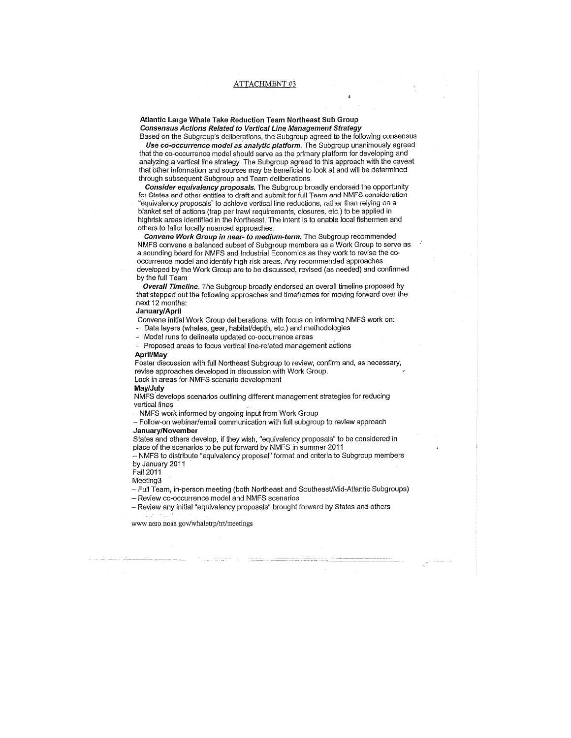ATTACHMENT #3

**Atlantic Large Whale Take Reduction Team Northeast Sub Group**
***Consensus Actions Related to Vertical Line Management Strategy***

Based on the Subgroup's deliberations, the Subgroup agreed to the following consensus

***Use co-occurrence model as analytic platform.*** The Subgroup unanimously agreed that the co-occurrence model should serve as the primary platform for developing and analyzing a vertical line strategy. The Subgroup agreed to this approach with the caveat that other information and sources may be beneficial to look at and will be determined through subsequent Subgroup and Team deliberations.

***Consider equivalency proposals.*** The Subgroup broadly endorsed the opportunity for States and other entities to draft and submit for full Team and NMFS consideration "equivalency proposals" to achieve vertical line reductions, rather than relying on a blanket set of actions (trap per trawl requirements, closures, etc.) to be applied in highrisk areas identified in the Northeast. The intent is to enable local fishermen and others to tailor locally nuanced approaches.

***Convene Work Group in near- to medium-term.*** The Subgroup recommended NMFS convene a balanced subset of Subgroup members as a Work Group to serve as a sounding board for NMFS and Industrial Economics as they work to revise the co-occurrence model and identify high-risk areas. Any recommended approaches developed by the Work Group are to be discussed, revised (as needed) and confirmed by the full Team

***Overall Timeline.*** The Subgroup broadly endorsed an overall timeline proposed by that stepped out the following approaches and timeframes for moving forward over the next 12 months:

**January/April**

Convene initial Work Group deliberations, with focus on informing NMFS work on:

- Data layers (whales, gear, habitat/depth, etc.) and methodologies
- Model runs to delineate updated co-occurrence areas
- Proposed areas to focus vertical line-related management actions

**April/May**

Foster discussion with full Northeast Subgroup to review, confirm and, as necessary, revise approaches developed in discussion with Work Group.

Lock in areas for NMFS scenario development

**May/July**

NMFS develops scenarios outlining different management strategies for reducing vertical lines

– NMFS work informed by ongoing input from Work Group

– Follow-on webinar/email communication with full subgroup to review approach

**January/November**

States and others develop, if they wish, "equivalency proposals" to be considered in place of the scenarios to be put forward by NMFS in summer 2011

– NMFS to distribute "equivalency proposal" format and criteria to Subgroup members by January 2011

Fall 2011

Meeting3

– Full Team, in-person meeting (both Northeast and Southeast/Mid-Atlantic Subgroups)

– Review co-occurrence model and NMFS scenarios

– Review any initial "equivalency proposals" brought forward by States and others

www.nero.noaa.gov/whaletrp/trt/meetings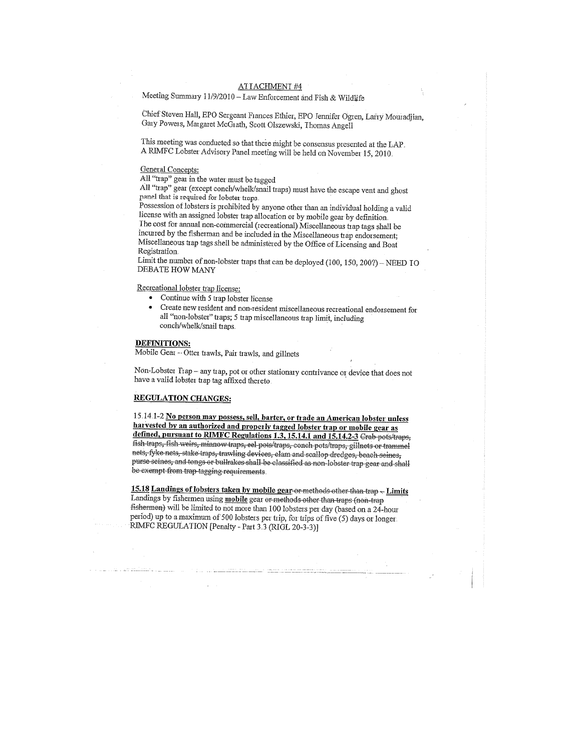ATTACHMENT #4

Meeting Summary 11/9/2010 – Law Enforcement and Fish & Wildlife

Chief Steven Hall, EPO Sergeant Frances Ethier, EPO Jennifer Ogren, Larry Mouradjian, Gary Powers, Margaret McGrath, Scott Olszewski, Thomas Angell

This meeting was conducted so that there might be consensus presented at the LAP. A RIMFC Lobster Advisory Panel meeting will be held on November 15, 2010.

General Concepts:

All "trap" gear in the water must be tagged

All "trap" gear (except conch/whelk/snail traps) must have the escape vent and ghost panel that is required for lobster traps.

Possession of lobsters is prohibited by anyone other than an individual holding a valid license with an assigned lobster trap allocation or by mobile gear by definition.

The cost for annual non-commercial (recreational) Miscellaneous trap tags shall be incurred by the fisherman and be included in the Miscellaneous trap endorsement; Miscellaneous trap tags shell be administered by the Office of Licensing and Boat Registration.

Limit the number of non-lobster traps that can be deployed (100, 150, 200?) – NEED TO DEBATE HOW MANY

Recreational lobster trap license:

- Continue with 5 trap lobster license
- Create new resident and non-resident miscellaneous recreational endorsement for all "non-lobster" traps; 5 trap miscellaneous trap limit, including conch/whelk/snail traps.

**DEFINITIONS:**

Mobile Gear – Otter trawls, Pair trawls, and gillnets

Non-Lobster Trap – any trap, pot or other stationary contrivance or device that does not have a valid lobster trap tag affixed thereto.

**REGULATION CHANGES:**

15.14.1-2 **No person may possess, sell, barter, or trade an American lobster unless harvested by an authorized and properly tagged lobster trap or mobile gear as defined, pursuant to RIMFC Regulations 1.3, 15.14.1 and 15.14.2-3** ~~Crab pots/traps, fish traps, fish weirs, minnow traps, eel pots/traps, conch pots/traps, gillnets or trammel nets, fyke nets, stake traps, trawling devices, clam and scallop dredges, beach seines, purse seines, and tongs or bullrakes shall be classified as non-lobster trap gear and shall be exempt from trap tagging requirements.~~

**15.18 Landings of lobsters taken by mobile gear** ~~or methods other than trap~~ **– Limits**

Landings by fishermen using **mobile** gear ~~or methods other than traps (non-trap fishermen)~~ will be limited to not more than 100 lobsters per day (based on a 24-hour period) up to a maximum of 500 lobsters per trip, for trips of five (5) days or longer. RIMFC REGULATION [Penalty - Part 3.3 (RIGL 20-3-3)]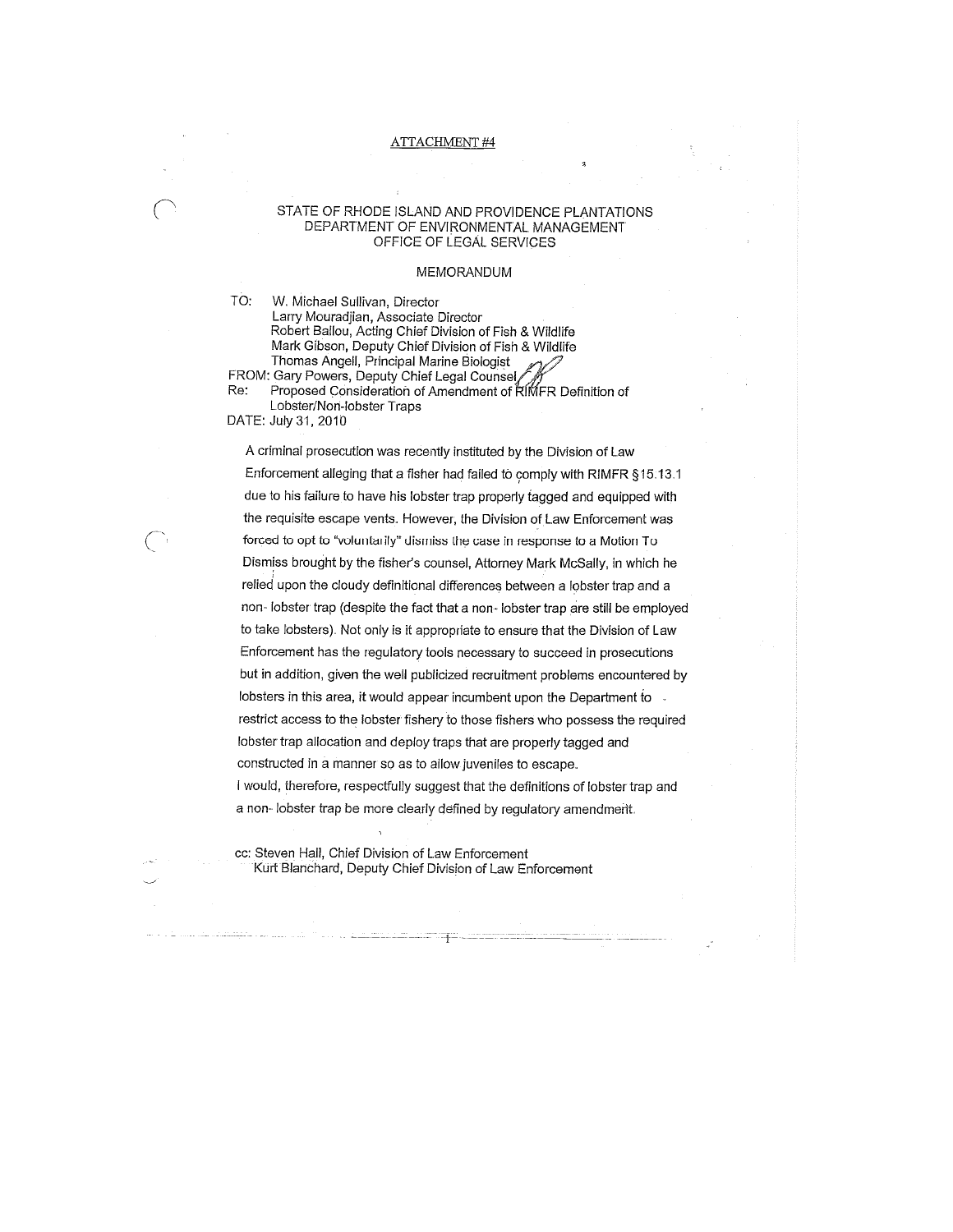ATTACHMENT #4

# STATE OF RHODE ISLAND AND PROVIDENCE PLANTATIONS
## DEPARTMENT OF ENVIRONMENTAL MANAGEMENT
## OFFICE OF LEGAL SERVICES

### MEMORANDUM

TO: W. Michael Sullivan, Director
Larry Mouradjian, Associate Director
Robert Ballou, Acting Chief Division of Fish & Wildlife
Mark Gibson, Deputy Chief Division of Fish & Wildlife
Thomas Angell, Principal Marine Biologist

FROM: Gary Powers, Deputy Chief Legal Counsel

Re: Proposed Consideration of Amendment of RIMFR Definition of Lobster/Non-lobster Traps

DATE: July 31, 2010

A criminal prosecution was recently instituted by the Division of Law Enforcement alleging that a fisher had failed to comply with RIMFR §15.13.1 due to his failure to have his lobster trap properly tagged and equipped with the requisite escape vents. However, the Division of Law Enforcement was forced to opt to "voluntarily" dismiss the case in response to a Motion To Dismiss brought by the fisher's counsel, Attorney Mark McSally, in which he relied upon the cloudy definitional differences between a lobster trap and a non- lobster trap (despite the fact that a non- lobster trap are still be employed to take lobsters). Not only is it appropriate to ensure that the Division of Law Enforcement has the regulatory tools necessary to succeed in prosecutions but in addition, given the well publicized recruitment problems encountered by lobsters in this area, it would appear incumbent upon the Department to restrict access to the lobster fishery to those fishers who possess the required lobster trap allocation and deploy traps that are properly tagged and constructed in a manner so as to allow juveniles to escape.

I would, therefore, respectfully suggest that the definitions of lobster trap and a non- lobster trap be more clearly defined by regulatory amendment.

cc: Steven Hall, Chief Division of Law Enforcement
Kurt Blanchard, Deputy Chief Division of Law Enforcement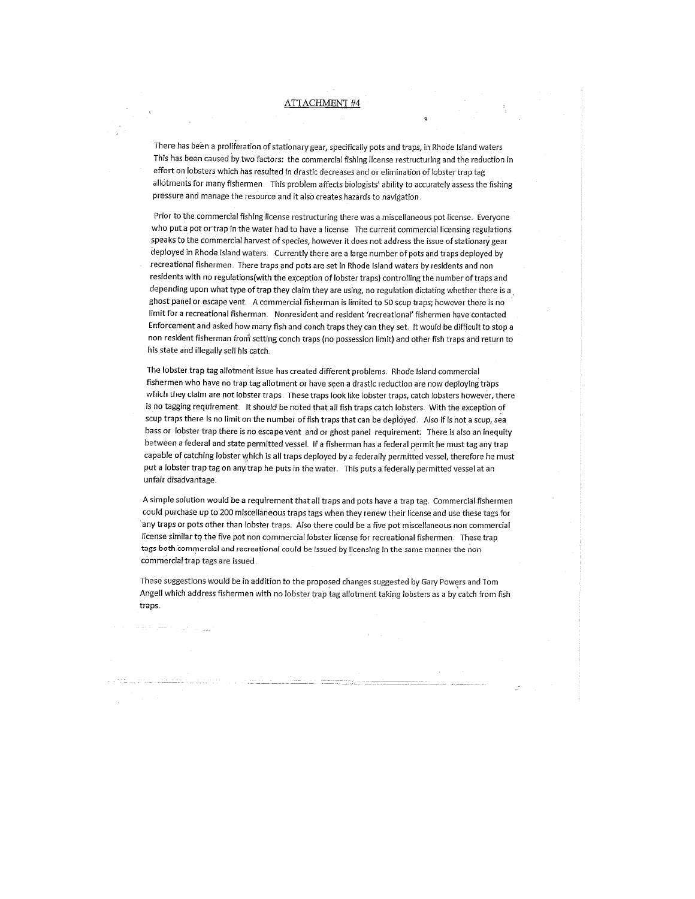ATTACHMENT #4

There has been a proliferation of stationary gear, specifically pots and traps, in Rhode Island waters This has been caused by two factors: the commercial fishing license restructuring and the reduction in effort on lobsters which has resulted in drastic decreases and or elimination of lobster trap tag allotments for many fishermen. This problem affects biologists' ability to accurately assess the fishing pressure and manage the resource and it also creates hazards to navigation.

Prior to the commercial fishing license restructuring there was a miscellaneous pot license. Everyone who put a pot or trap in the water had to have a license The current commercial licensing regulations speaks to the commercial harvest of species, however it does not address the issue of stationary gear deployed in Rhode Island waters. Currently there are a large number of pots and traps deployed by recreational fishermen. There traps and pots are set in Rhode Island waters by residents and non residents with no regulations(with the exception of lobster traps) controlling the number of traps and depending upon what type of trap they claim they are using, no regulation dictating whether there is a ghost panel or escape vent. A commercial fisherman is limited to 50 scup traps; however there is no limit for a recreational fisherman. Nonresident and resident 'recreational' fishermen have contacted Enforcement and asked how many fish and conch traps they can they set. It would be difficult to stop a non resident fisherman from setting conch traps (no possession limit) and other fish traps and return to his state and illegally sell his catch.

The lobster trap tag allotment issue has created different problems. Rhode Island commercial fishermen who have no trap tag allotment or have seen a drastic reduction are now deploying traps which they claim are not lobster traps. These traps look like lobster traps, catch lobsters however, there is no tagging requirement. It should be noted that all fish traps catch lobsters. With the exception of scup traps there is no limit on the number of fish traps that can be deployed. Also if is not a scup, sea bass or lobster trap there is no escape vent and or ghost panel requirement. There is also an inequity between a federal and state permitted vessel. If a fisherman has a federal permit he must tag any trap capable of catching lobster which is all traps deployed by a federally permitted vessel, therefore he must put a lobster trap tag on any trap he puts in the water. This puts a federally permitted vessel at an unfair disadvantage.

A simple solution would be a requirement that all traps and pots have a trap tag. Commercial fishermen could purchase up to 200 miscellaneous traps tags when they renew their license and use these tags for any traps or pots other than lobster traps. Also there could be a five pot miscellaneous non commercial license similar to the five pot non commercial lobster license for recreational fishermen. These trap tags both commercial and recreational could be issued by licensing in the same manner the non commercial trap tags are issued.

These suggestions would be in addition to the proposed changes suggested by Gary Powers and Tom Angell which address fishermen with no lobster trap tag allotment taking lobsters as a by catch from fish traps.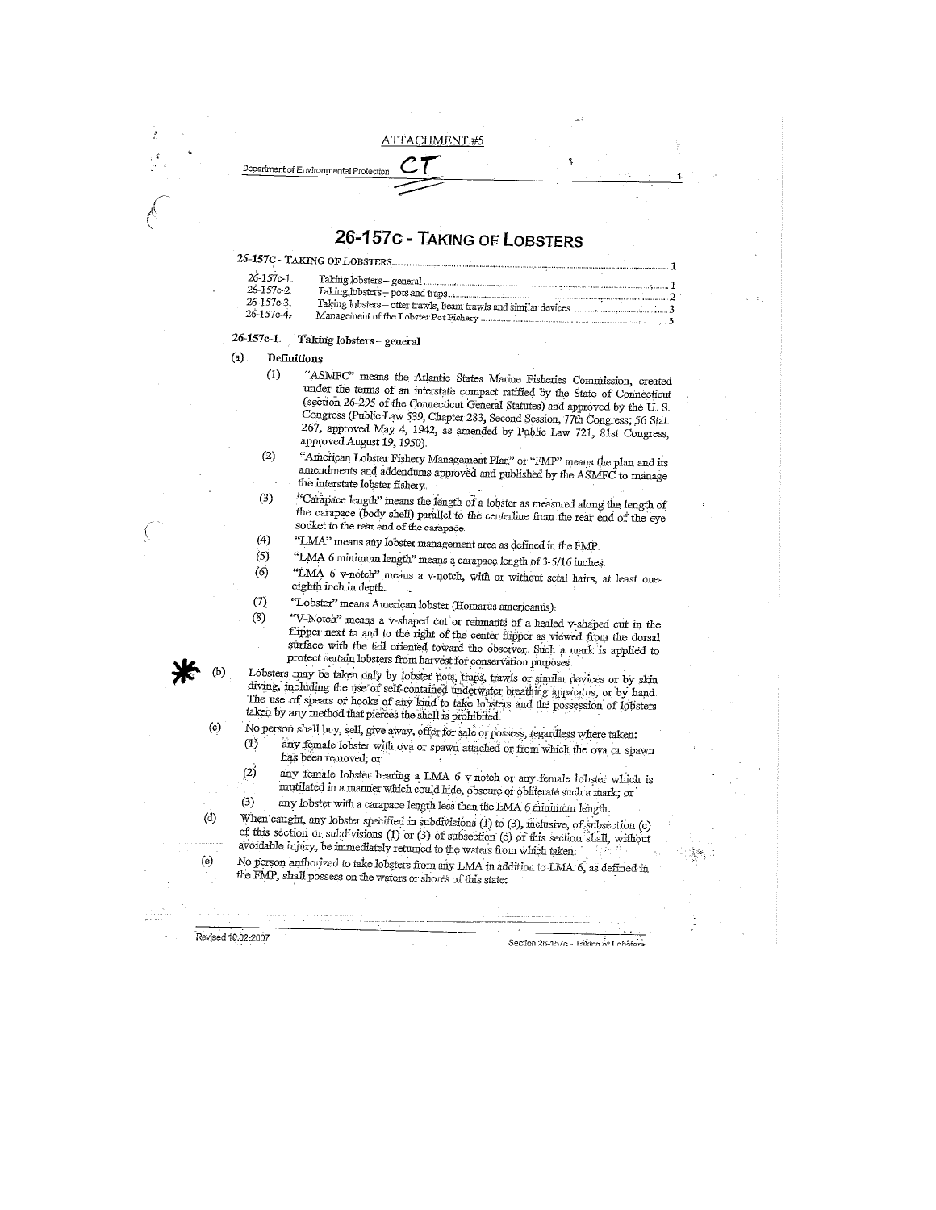ATTACHMENT #5

Department of Environmental Protection CT

# 26-157c - Taking of Lobsters

| | | |
|---|---|---|
| 26-157c - Taking of Lobsters | | 1 |
| 26-157c-1. | Taking lobsters – general | 1 |
| 26-157c-2. | Taking lobsters – pots and traps | 2 |
| 26-157c-3. | Taking lobsters – otter trawls, beam trawls and similar devices | 3 |
| 26-157c-4. | Management of the Lobster Pot Fishery | 3 |

## 26-157c-1. Taking lobsters – general

(a) **Definitions**

(1) "ASMFC" means the Atlantic States Marine Fisheries Commission, created under the terms of an interstate compact ratified by the State of Connecticut (section 26-295 of the Connecticut General Statutes) and approved by the U. S. Congress (Public Law 539, Chapter 283, Second Session, 77th Congress; 56 Stat. 267, approved May 4, 1942, as amended by Public Law 721, 81st Congress, approved August 19, 1950).

(2) "American Lobster Fishery Management Plan" or "FMP" means the plan and its amendments and addendums approved and published by the ASMFC to manage the interstate lobster fishery.

(3) "Carapace length" means the length of a lobster as measured along the length of the carapace (body shell) parallel to the centerline from the rear end of the eye socket to the rear end of the carapace.

(4) "LMA" means any lobster management area as defined in the FMP.

(5) "LMA 6 minimum length" means a carapace length of 3-5/16 inches.

(6) "LMA 6 v-notch" means a v-notch, with or without setal hairs, at least one-eighth inch in depth.

(7) "Lobster" means American lobster (Homarus americanus).

(8) "V-Notch" means a v-shaped cut or remnants of a healed v-shaped cut in the flipper next to and to the right of the center flipper as viewed from the dorsal surface with the tail oriented toward the observer. Such a mark is applied to protect certain lobsters from harvest for conservation purposes.

\* (b) Lobsters may be taken only by lobster pots, traps, trawls or similar devices or by skin diving, including the use of self-contained underwater breathing apparatus, or by hand. The use of spears or hooks of any kind to take lobsters and the possession of lobsters taken by any method that pierces the shell is prohibited.

(c) No person shall buy, sell, give away, offer for sale or possess, regardless where taken:

(1) any female lobster with ova or spawn attached or from which the ova or spawn has been removed; or

(2) any female lobster bearing a LMA 6 v-notch or any female lobster which is mutilated in a manner which could hide, obscure or obliterate such a mark; or

(3) any lobster with a carapace length less than the LMA 6 minimum length.

(d) When caught, any lobster specified in subdivisions (1) to (3), inclusive, of subsection (c) of this section or subdivisions (1) or (3) of subsection (e) of this section shall, without avoidable injury, be immediately returned to the waters from which taken.

(e) No person authorized to take lobsters from any LMA in addition to LMA 6, as defined in the FMP, shall possess on the waters or shores of this state:

Revised 10.02.2007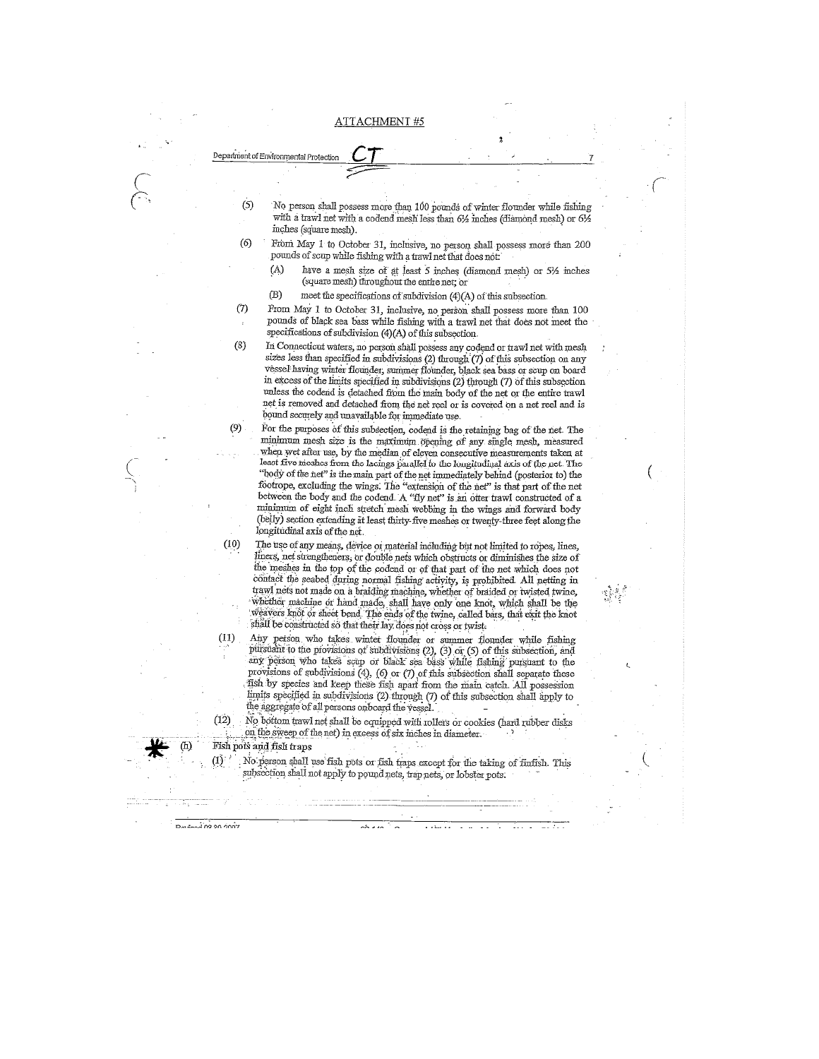ATTACHMENT #5

Department of Environmental Protection CT

(5) No person shall possess more than 100 pounds of winter flounder while fishing with a trawl net with a codend mesh less than 6½ inches (diamond mesh) or 6½ inches (square mesh).

(6) From May 1 to October 31, inclusive, no person shall possess more than 200 pounds of scup while fishing with a trawl net that does not:

(A) have a mesh size of at least 5 inches (diamond mesh) or 5½ inches (square mesh) throughout the entire net; or

(B) meet the specifications of subdivision (4)(A) of this subsection.

(7) From May 1 to October 31, inclusive, no person shall possess more than 100 pounds of black sea bass while fishing with a trawl net that does not meet the specifications of subdivision (4)(A) of this subsection.

(8) In Connecticut waters, no person shall possess any codend or trawl net with mesh sizes less than specified in subdivisions (2) through (7) of this subsection on any vessel having winter flounder, summer flounder, black sea bass or scup on board in excess of the limits specified in subdivisions (2) through (7) of this subsection unless the codend is detached from the main body of the net or the entire trawl net is removed and detached from the net reel or is covered on a net reel and is bound securely and unavailable for immediate use.

(9) For the purposes of this subsection, codend is the retaining bag of the net. The minimum mesh size is the maximum opening of any single mesh, measured when wet after use, by the median of eleven consecutive measurements taken at least five meshes from the lacings parallel to the longitudinal axis of the net. The "body of the net" is the main part of the net immediately behind (posterior to) the footrope, excluding the wings. The "extension of the net" is that part of the net between the body and the codend. A "fly net" is an otter trawl constructed of a minimum of eight inch stretch mesh webbing in the wings and forward body (belly) section extending at least thirty-five meshes or twenty-three feet along the longitudinal axis of the net.

(10) The use of any means, device or material including but not limited to ropes, lines, liners, net strengtheners, or double nets which obstructs or diminishes the size of the meshes in the top of the codend or of that part of the net which does not contact the seabed during normal fishing activity, is prohibited. All netting in trawl nets not made on a braiding machine, whether of braided or twisted twine, whether machine or hand made, shall have only one knot, which shall be the weavers knot or sheet bend. The ends of the twine, called bars, that exit the knot shall be constructed so that their lay does not cross or twist.

(11) Any person who takes winter flounder or summer flounder while fishing pursuant to the provisions of subdivisions (2), (3) or (5) of this subsection, and any person who takes scup or black sea bass while fishing pursuant to the provisions of subdivisions (4), (6) or (7) of this subsection shall separate these fish by species and keep these fish apart from the main catch. All possession limits specified in subdivisions (2) through (7) of this subsection shall apply to the aggregate of all persons onboard the vessel.

(12) No bottom trawl net shall be equipped with rollers or cookies (hard rubber disks on the sweep of the net) in excess of six inches in diameter.

(h) Fish pots and fish traps

(1) No person shall use fish pots or fish traps except for the taking of finfish. This subsection shall not apply to pound nets, trap nets, or lobster pots.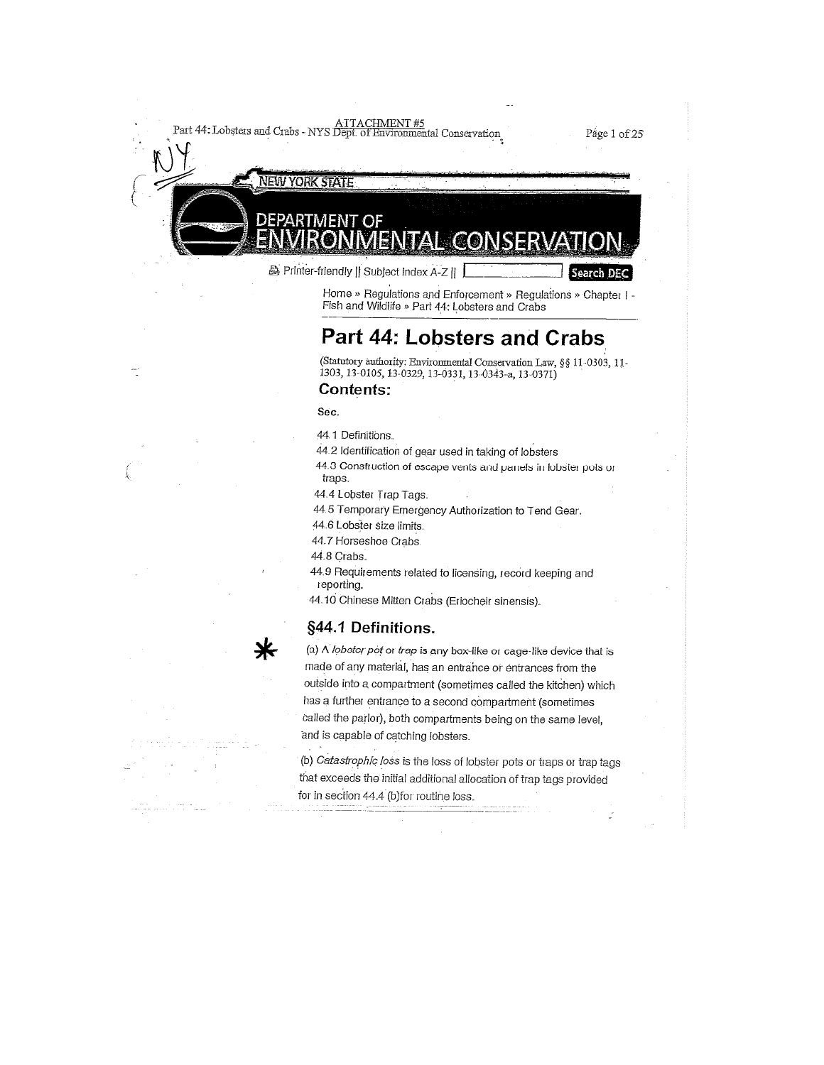ATTACHMENT #5

NY

NEW YORK STATE

DEPARTMENT OF ENVIRONMENTAL CONSERVATION

Printer-friendly || Subject Index A-Z || Search DEC

Home » Regulations and Enforcement » Regulations » Chapter I - Fish and Wildlife » Part 44: Lobsters and Crabs

# Part 44: Lobsters and Crabs

(Statutory authority: Environmental Conservation Law, §§ 11-0303, 11-1303, 13-0105, 13-0329, 13-0331, 13-0343-a, 13-0371)

### Contents:

**Sec.**

44.1 Definitions.

44.2 Identification of gear used in taking of lobsters

44.3 Construction of escape vents and panels in lobster pots or traps.

44.4 Lobster Trap Tags.

44.5 Temporary Emergency Authorization to Tend Gear.

44.6 Lobster size limits.

44.7 Horseshoe Crabs.

44.8 Crabs.

44.9 Requirements related to licensing, record keeping and reporting.

44.10 Chinese Mitten Crabs (Eriocheir sinensis).

## §44.1 Definitions.

*

(a) A *lobster pot* or *trap* is any box-like or cage-like device that is made of any material, has an entrance or entrances from the outside into a compartment (sometimes called the kitchen) which has a further entrance to a second compartment (sometimes called the parlor), both compartments being on the same level, and is capable of catching lobsters.

(b) *Catastrophic loss* is the loss of lobster pots or traps or trap tags that exceeds the initial additional allocation of trap tags provided for in section 44.4 (b)for routine loss.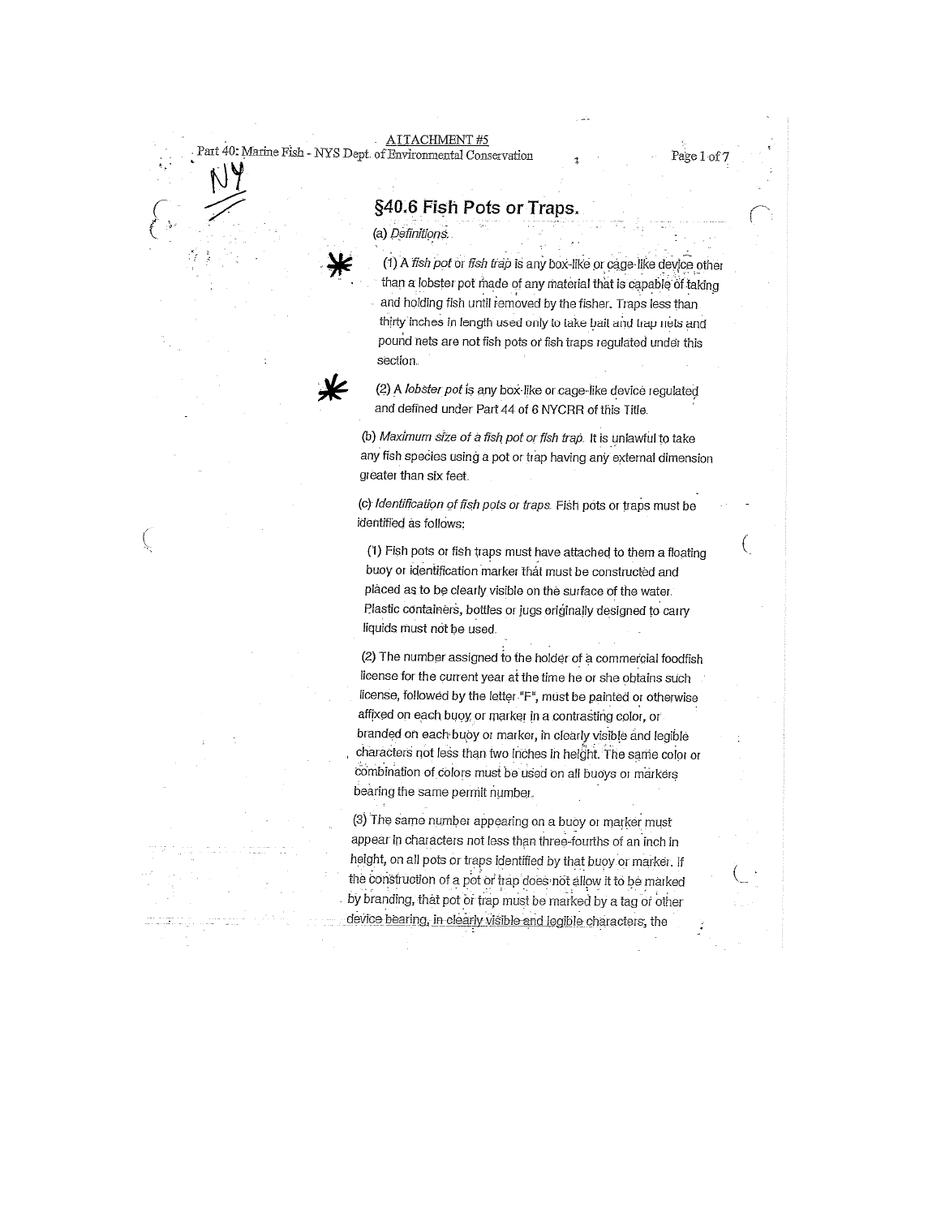ATTACHMENT #5

Part 40: Marine Fish - NYS Dept. of Environmental Conservation

NY

## §40.6 Fish Pots or Traps.

(a) *Definitions.*

(1) A *fish pot* or *fish trap* is any box-like or cage-like device other than a lobster pot made of any material that is capable of taking and holding fish until removed by the fisher. Traps less than thirty inches in length used only to take bait and trap nets and pound nets are not fish pots or fish traps regulated under this section.

(2) A *lobster pot* is any box-like or cage-like device regulated and defined under Part 44 of 6 NYCRR of this Title.

(b) *Maximum size of a fish pot or fish trap.* It is unlawful to take any fish species using a pot or trap having any external dimension greater than six feet.

(c) *Identification of fish pots or traps.* Fish pots or traps must be identified as follows:

(1) Fish pots or fish traps must have attached to them a floating buoy or identification marker that must be constructed and placed as to be clearly visible on the surface of the water. Plastic containers, bottles or jugs originally designed to carry liquids must not be used.

(2) The number assigned to the holder of a commercial foodfish license for the current year at the time he or she obtains such license, followed by the letter "F", must be painted or otherwise affixed on each buoy or marker in a contrasting color, or branded on each buoy or marker, in clearly visible and legible characters not less than two inches in height. The same color or combination of colors must be used on all buoys or markers bearing the same permit number.

(3) The same number appearing on a buoy or marker must appear in characters not less than three-fourths of an inch in height, on all pots or traps identified by that buoy or marker. If the construction of a pot or trap does not allow it to be marked by branding, that pot or trap must be marked by a tag or other device bearing, in clearly visible and legible characters, the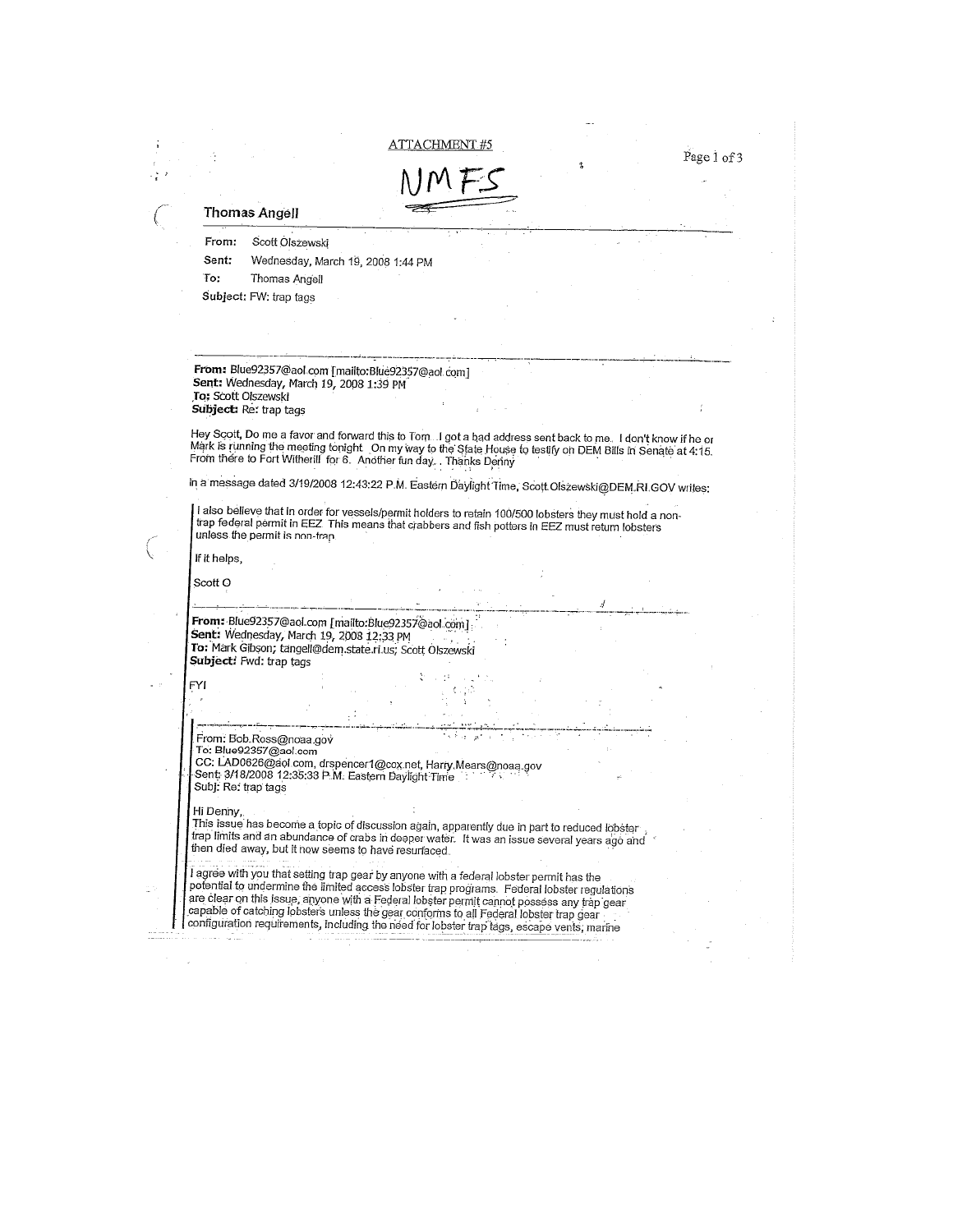ATTACHMENT #5

NMFS

**Thomas Angell**

**From:** Scott Olszewski

**Sent:** Wednesday, March 19, 2008 1:44 PM

**To:** Thomas Angell

**Subject:** FW: trap tags

---

**From:** Blue92357@aol.com [mailto:Blue92357@aol.com]
**Sent:** Wednesday, March 19, 2008 1:39 PM
**To:** Scott Olszewski
**Subject:** Re: trap tags

Hey Scott, Do me a favor and forward this to Tom. I got a bad address sent back to me. I don't know if he or Mark is running the meeting tonight. On my way to the State House to testify on DEM Bills in Senate at 4:15. From there to Fort Witherill for 6. Another fun day.. Thanks Denny

In a message dated 3/19/2008 12:43:22 P.M. Eastern Daylight Time, Scott.Olszewski@DEM.RI.GOV writes:

> I also believe that in order for vessels/permit holders to retain 100/500 lobsters they must hold a non-trap federal permit in EEZ. This means that crabbers and fish potters in EEZ must return lobsters unless the permit is non-trap.
>
> If it helps,
>
> Scott O
>
> ---
>
> **From:** Blue92357@aol.com [mailto:Blue92357@aol.com]
> **Sent:** Wednesday, March 19, 2008 12:33 PM
> **To:** Mark Gibson; tangell@dem.state.ri.us; Scott Olszewski
> **Subject:** Fwd: trap tags
>
> FYI
>
> ---
>
> > From: Bob.Ross@noaa.gov
> > To: Blue92357@aol.com
> > CC: LAD0626@aol.com, drspencer1@cox.net, Harry.Mears@noaa.gov
> > Sent: 3/18/2008 12:35:33 P.M. Eastern Daylight Time
> > Subj: Re: trap tags
> >
> > Hi Denny,
> > This issue has become a topic of discussion again, apparently due in part to reduced lobster trap limits and an abundance of crabs in deeper water. It was an issue several years ago and then died away, but it now seems to have resurfaced.
> >
> > I agree with you that setting trap gear by anyone with a federal lobster permit has the potential to undermine the limited access lobster trap programs. Federal lobster regulations are clear on this issue, anyone with a Federal lobster permit cannot possess any trap gear capable of catching lobsters unless the gear conforms to all Federal lobster trap gear configuration requirements, including the need for lobster trap tags, escape vents, marine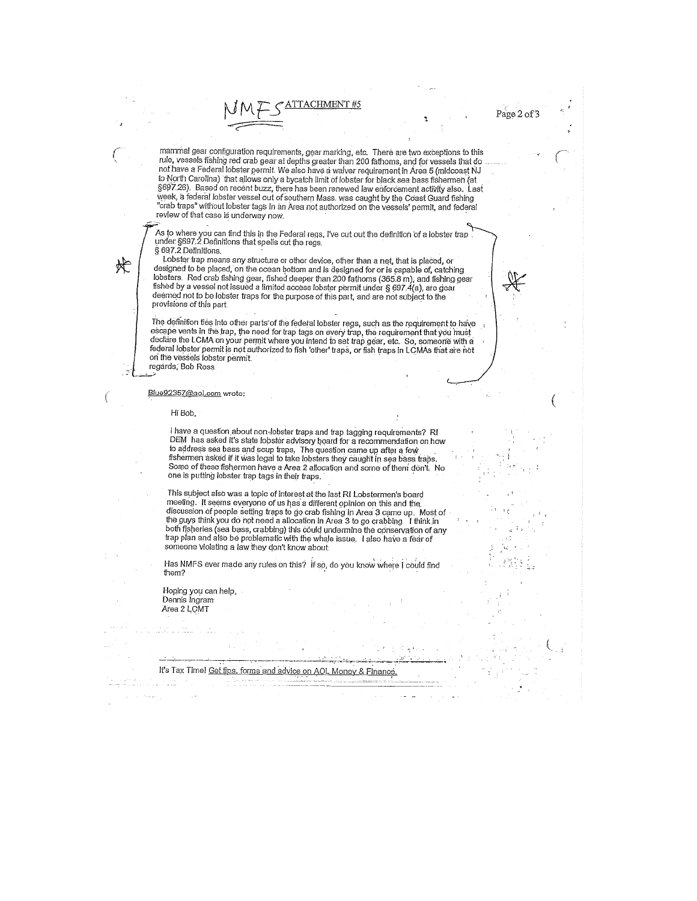NMFS ATTACHMENT #5

mammal gear configuration requirements, gear marking, etc. There are two exceptions to this rule, vessels fishing red crab gear at depths greater than 200 fathoms, and for vessels that do not have a Federal lobster permit. We also have a waiver requirement in Area 5 (midcoast NJ to North Carolina) that allows only a bycatch limit of lobster for black sea bass fishermen (at §697.26). Based on recent buzz, there has been renewed law enforcement activity also. Last week, a federal lobster vessel out of southern Mass. was caught by the Coast Guard fishing "crab traps" without lobster tags in an Area not authorized on the vessels' permit, and federal review of that case is underway now.

As to where you can find this in the Federal regs, I've cut out the definition of a lobster trap under §697.2 Definitions that spells out the regs.
§ 697.2 Definitions.
Lobster trap means any structure or other device, other than a net, that is placed, or designed to be placed, on the ocean bottom and is designed for or is capable of, catching lobsters. Red crab fishing gear, fished deeper than 200 fathoms (365.8 m), and fishing gear fished by a vessel not issued a limited access lobster permit under § 697.4(a), are gear deemed not to be lobster traps for the purpose of this part, and are not subject to the provisions of this part.

The definition ties into other parts of the federal lobster regs, such as the requirement to have escape vents in the trap, the need for trap tags on every trap, the requirement that you must declare the LCMA on your permit where you intend to set trap gear, etc. So, someone with a federal lobster permit is not authorized to fish 'other' traps, or fish traps in LCMAs that are not on the vessels lobster permit.
regards, Bob Ross

Blue92357@aol.com wrote:

Hi Bob,

I have a question about non-lobster traps and trap tagging requirements? RI DEM has asked it's state lobster advisory board for a recommendation on how to address sea bass and scup traps. The question came up after a few fishermen asked if it was legal to take lobsters they caught in sea bass traps. Some of these fishermen have a Area 2 allocation and some of them don't. No one is putting lobster trap tags in their traps.

This subject also was a topic of interest at the last RI Lobstermen's board meeting. It seems everyone of us has a different opinion on this and the discussion of people setting traps to go crab fishing in Area 3 came up. Most of the guys think you do not need a allocation in Area 3 to go crabbing. I think in both fisheries (sea bass, crabbing) this could undermine the conservation of any trap plan and also be problematic with the whale issue. I also have a fear of someone violating a law they don't know about.

Has NMFS ever made any rules on this? If so, do you know where I could find them?

Hoping you can help,
Dennis Ingram
Area 2 LCMT

It's Tax Time! Get tips, forms and advice on AOL Money & Finance.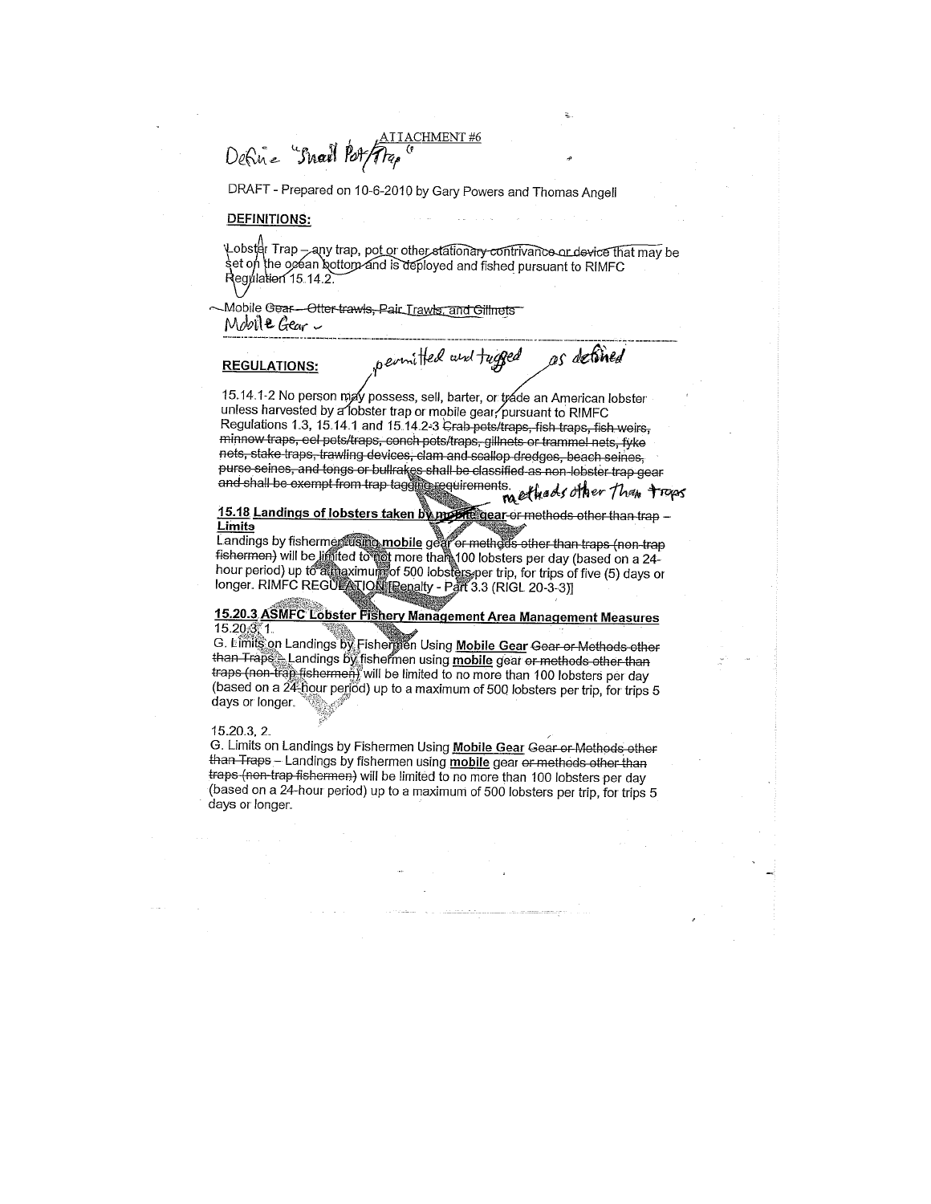ATTACHMENT #6

Define "Snail Pot/Trap"

DRAFT - Prepared on 10-6-2010 by Gary Powers and Thomas Angell

**DEFINITIONS:**

Lobster Trap – any trap, pot or other ~~stationary contrivance or device~~ that may be set on the ocean bottom and is deployed and fished pursuant to RIMFC Regulation 15.14.2.

~~Mobile Gear – Otter trawls, Pair Trawls, and Gillnets~~
Mobile Gear –

**REGULATIONS:**

15.14.1-2 No person may possess, sell, barter, or trade an American lobster unless harvested by a *permitted and tagged* lobster trap or mobile gear *as defined* pursuant to RIMFC Regulations 1.3, 15.14.1 and 15.14.2-3 ~~Crab pots/traps, fish traps, fish weirs, minnow traps, eel pots/traps, conch pots/traps, gillnets or trammel nets, fyke nets, stake traps, trawling devices, clam and scallop dredges, beach seines, purse seines, and tongs or bullrakes shall be classified as non-lobster trap gear and shall be exempt from trap tagging requirements.~~

*methods other than traps*

**15.18 Landings of lobsters taken by mobile gear ~~or methods other than trap~~ – Limits**

Landings by fishermen using **mobile** gear ~~or methods other than traps (non-trap fishermen)~~ will be limited to not more than 100 lobsters per day (based on a 24-hour period) up to a maximum of 500 lobsters per trip, for trips of five (5) days or longer. RIMFC REGULATION [Penalty - Part 3.3 (RIGL 20-3-3)]

**15.20.3 ASMFC Lobster Fishery Management Area Management Measures**

15.20.3. 1.

G. Limits on Landings by Fishermen Using **Mobile Gear** ~~Gear or Methods other than Traps~~ – Landings by fishermen using **mobile** gear ~~or methods other than traps (non-trap fishermen)~~ will be limited to no more than 100 lobsters per day (based on a 24-hour period) up to a maximum of 500 lobsters per trip, for trips 5 days or longer.

15.20.3. 2.

G. Limits on Landings by Fishermen Using **Mobile Gear** ~~Gear or Methods other than Traps~~ – Landings by fishermen using **mobile** gear ~~or methods other than traps (non-trap fishermen)~~ will be limited to no more than 100 lobsters per day (based on a 24-hour period) up to a maximum of 500 lobsters per trip, for trips 5 days or longer.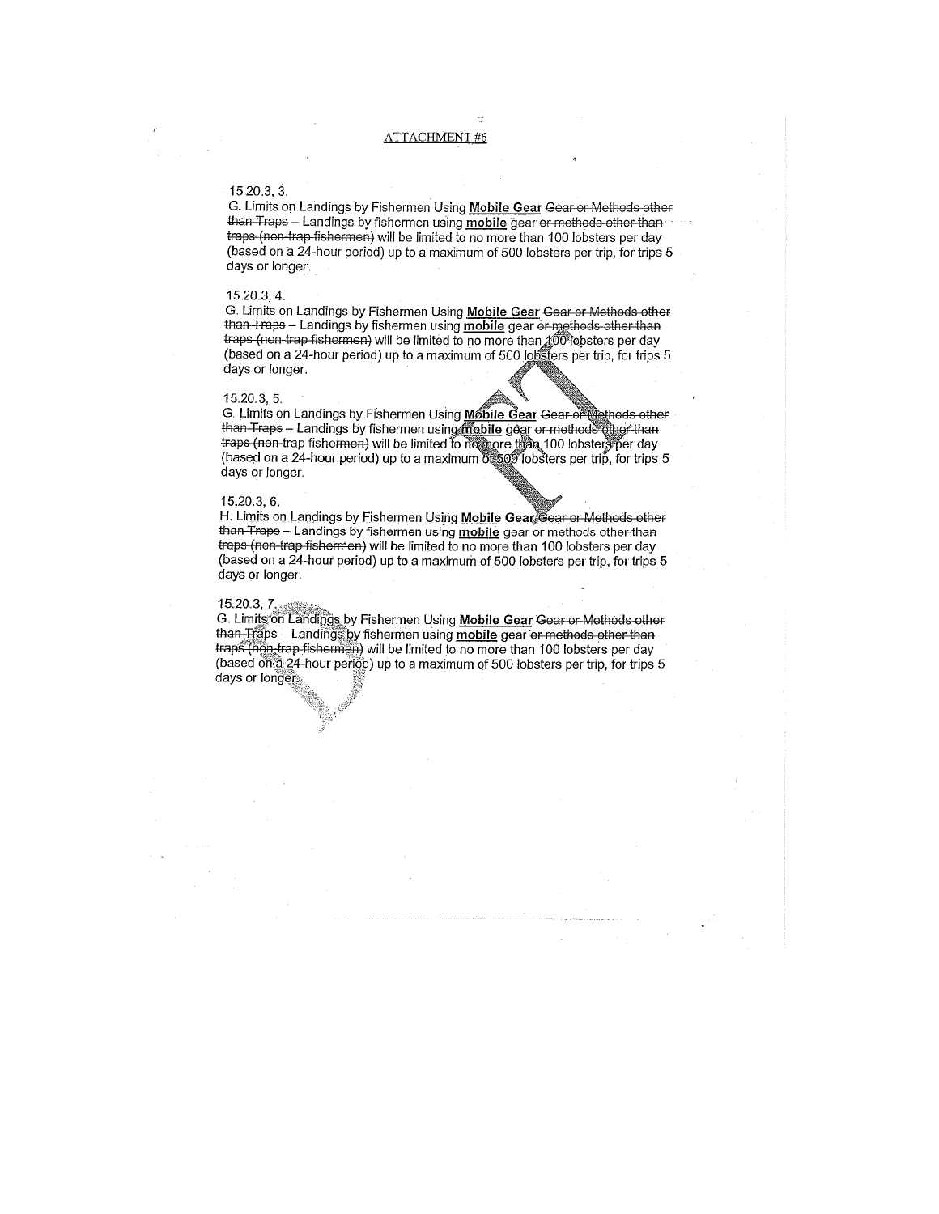ATTACHMENT #6

15.20.3, 3.

G. Limits on Landings by Fishermen Using **Mobile Gear** ~~Gear or Methods other than Traps~~ – Landings by fishermen using **mobile** gear ~~or methods other than traps (non-trap fishermen)~~ will be limited to no more than 100 lobsters per day (based on a 24-hour period) up to a maximum of 500 lobsters per trip, for trips 5 days or longer.

15.20.3, 4.

G. Limits on Landings by Fishermen Using **Mobile Gear** ~~Gear or Methods other than Traps~~ – Landings by fishermen using **mobile** gear ~~or methods other than traps (non-trap fishermen)~~ will be limited to no more than 100 lobsters per day (based on a 24-hour period) up to a maximum of 500 lobsters per trip, for trips 5 days or longer.

15.20.3, 5.

G. Limits on Landings by Fishermen Using **Mobile Gear** ~~Gear or Methods other than Traps~~ – Landings by fishermen using **mobile** gear ~~or methods other than traps (non-trap fishermen)~~ will be limited to no more than 100 lobsters per day (based on a 24-hour period) up to a maximum of 500 lobsters per trip, for trips 5 days or longer.

15.20.3, 6.

H. Limits on Landings by Fishermen Using **Mobile Gear** ~~Gear or Methods other than Traps~~ – Landings by fishermen using **mobile** gear ~~or methods other than traps (non-trap fishermen)~~ will be limited to no more than 100 lobsters per day (based on a 24-hour period) up to a maximum of 500 lobsters per trip, for trips 5 days or longer.

15.20.3, 7.

G. Limits on Landings by Fishermen Using **Mobile Gear** ~~Gear or Methods other than Traps~~ – Landings by fishermen using **mobile** gear ~~or methods other than traps (non-trap fishermen)~~ will be limited to no more than 100 lobsters per day (based on a 24-hour period) up to a maximum of 500 lobsters per trip, for trips 5 days or longer.